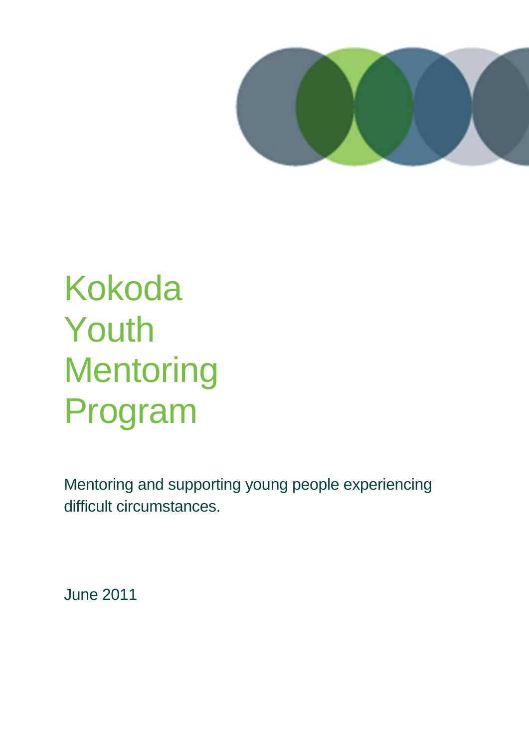# Kokoda Youth Mentoring Program

Mentoring and supporting young people experiencing difficult circumstances.

June 2011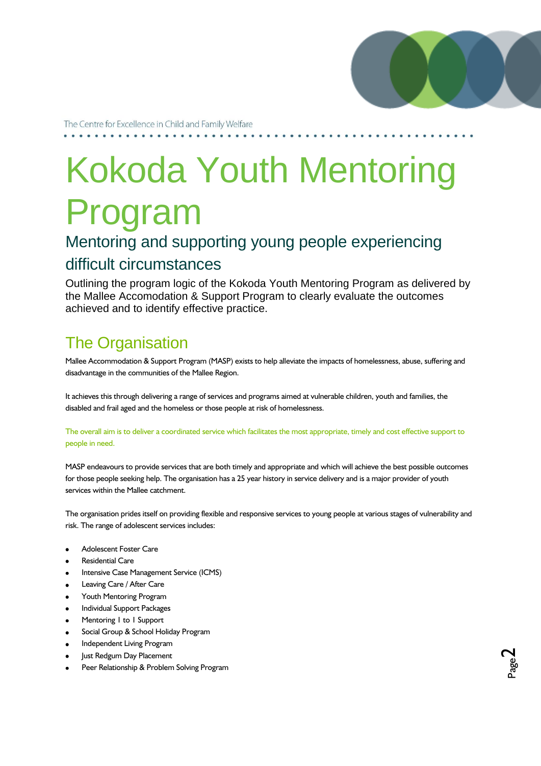The Centre for Excellence in Child and Family Welfare

# Kokoda Youth Mentoring Program

## Mentoring and supporting young people experiencing difficult circumstances

Outlining the program logic of the Kokoda Youth Mentoring Program as delivered by the Mallee Accomodation & Support Program to clearly evaluate the outcomes achieved and to identify effective practice.

## The Organisation

Mallee Accommodation & Support Program (MASP) exists to help alleviate the impacts of homelessness, abuse, suffering and disadvantage in the communities of the Mallee Region.

It achieves this through delivering a range of services and programs aimed at vulnerable children, youth and families, the disabled and frail aged and the homeless or those people at risk of homelessness.

The overall aim is to deliver a coordinated service which facilitates the most appropriate, timely and cost effective support to people in need.

MASP endeavours to provide services that are both timely and appropriate and which will achieve the best possible outcomes for those people seeking help. The organisation has a 25 year history in service delivery and is a major provider of youth services within the Mallee catchment.

The organisation prides itself on providing flexible and responsive services to young people at various stages of vulnerability and risk. The range of adolescent services includes:

- Adolescent Foster Care
- Residential Care
- Intensive Case Management Service (ICMS)
- Leaving Care / After Care
- Youth Mentoring Program
- Individual Support Packages
- Mentoring 1 to 1 Support
- Social Group & School Holiday Program
- Independent Living Program
- Just Redgum Day Placement
- Peer Relationship & Problem Solving Program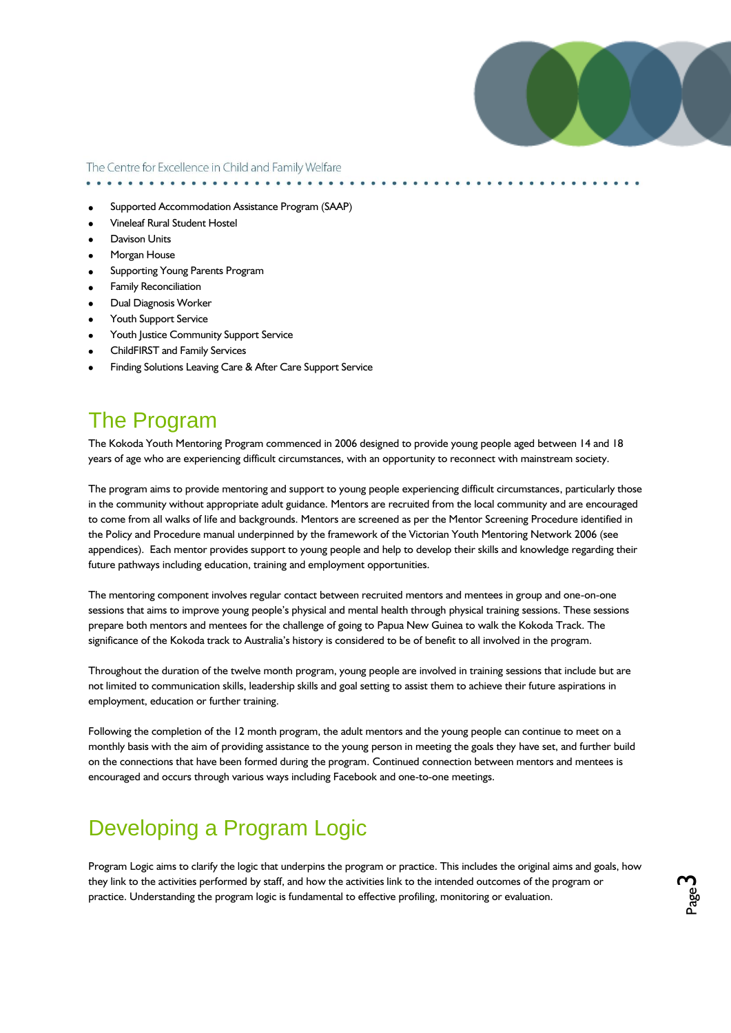- Supported Accommodation Assistance Program (SAAP)
- Vineleaf Rural Student Hostel
- Davison Units
- Morgan House
- Supporting Young Parents Program
- Family Reconciliation
- Dual Diagnosis Worker
- Youth Support Service
- Youth Justice Community Support Service
- ChildFIRST and Family Services
- Finding Solutions Leaving Care & After Care Support Service

# The Program

The Kokoda Youth Mentoring Program commenced in 2006 designed to provide young people aged between 14 and 18 years of age who are experiencing difficult circumstances, with an opportunity to reconnect with mainstream society.

The program aims to provide mentoring and support to young people experiencing difficult circumstances, particularly those in the community without appropriate adult guidance. Mentors are recruited from the local community and are encouraged to come from all walks of life and backgrounds. Mentors are screened as per the Mentor Screening Procedure identified in the Policy and Procedure manual underpinned by the framework of the Victorian Youth Mentoring Network 2006 (see appendices). Each mentor provides support to young people and help to develop their skills and knowledge regarding their future pathways including education, training and employment opportunities.

The mentoring component involves regular contact between recruited mentors and mentees in group and one-on-one sessions that aims to improve young people's physical and mental health through physical training sessions. These sessions prepare both mentors and mentees for the challenge of going to Papua New Guinea to walk the Kokoda Track. The significance of the Kokoda track to Australia's history is considered to be of benefit to all involved in the program.

Throughout the duration of the twelve month program, young people are involved in training sessions that include but are not limited to communication skills, leadership skills and goal setting to assist them to achieve their future aspirations in employment, education or further training.

Following the completion of the 12 month program, the adult mentors and the young people can continue to meet on a monthly basis with the aim of providing assistance to the young person in meeting the goals they have set, and further build on the connections that have been formed during the program. Continued connection between mentors and mentees is encouraged and occurs through various ways including Facebook and one-to-one meetings.

# Developing a Program Logic

Program Logic aims to clarify the logic that underpins the program or practice. This includes the original aims and goals, how they link to the activities performed by staff, and how the activities link to the intended outcomes of the program or practice. Understanding the program logic is fundamental to effective profiling, monitoring or evaluation.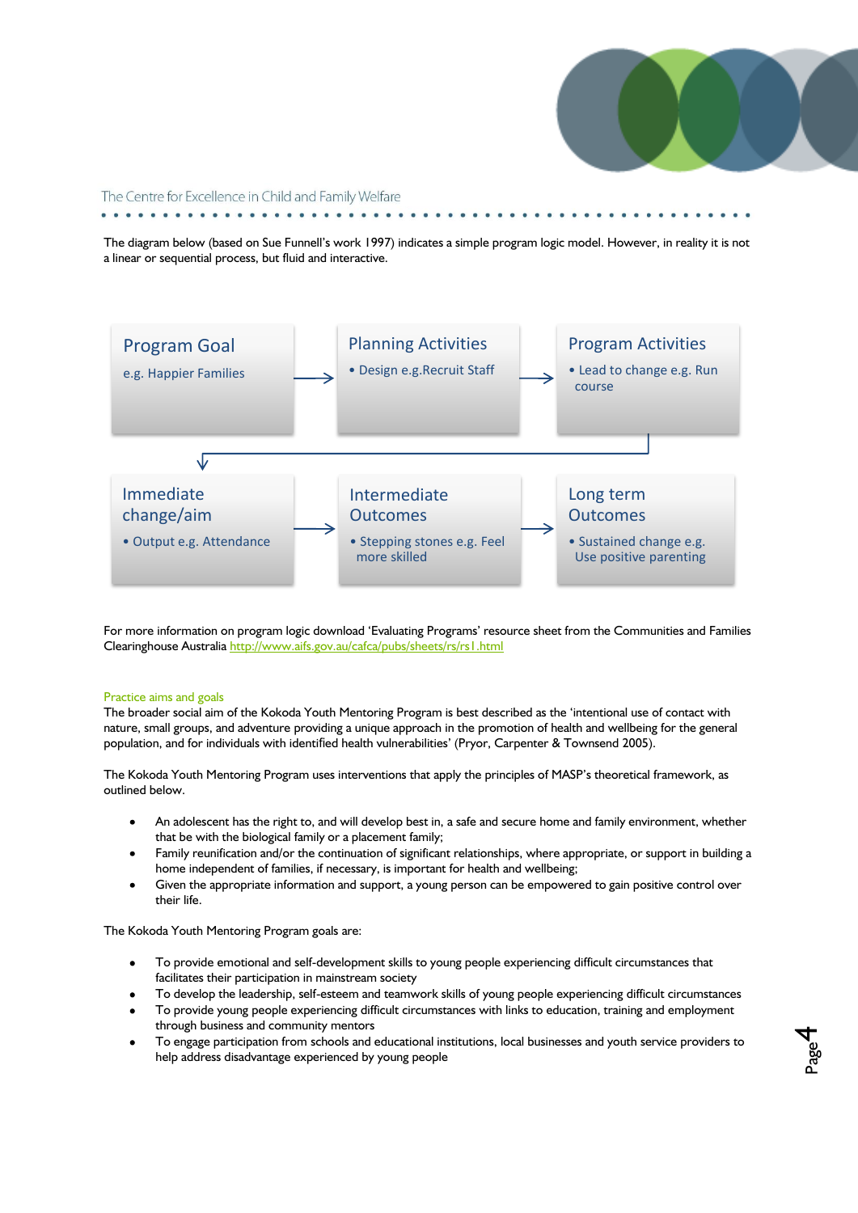The diagram below (based on Sue Funnell's work 1997) indicates a simple program logic model. However, in reality it is not a linear or sequential process, but fluid and interactive.

**Program Goal**
e.g. Happier Families

→ **Planning Activities**
- Design e.g.Recruit Staff

→ **Program Activities**
- Lead to change e.g. Run course

↓

**Immediate change/aim**
- Output e.g. Attendance

→ **Intermediate Outcomes**
- Stepping stones e.g. Feel more skilled

→ **Long term Outcomes**
- Sustained change e.g. Use positive parenting

For more information on program logic download 'Evaluating Programs' resource sheet from the Communities and Families Clearinghouse Australia http://www.aifs.gov.au/cafca/pubs/sheets/rs/rs1.html

## Practice aims and goals

The broader social aim of the Kokoda Youth Mentoring Program is best described as the 'intentional use of contact with nature, small groups, and adventure providing a unique approach in the promotion of health and wellbeing for the general population, and for individuals with identified health vulnerabilities' (Pryor, Carpenter & Townsend 2005).

The Kokoda Youth Mentoring Program uses interventions that apply the principles of MASP's theoretical framework, as outlined below.

- An adolescent has the right to, and will develop best in, a safe and secure home and family environment, whether that be with the biological family or a placement family;
- Family reunification and/or the continuation of significant relationships, where appropriate, or support in building a home independent of families, if necessary, is important for health and wellbeing;
- Given the appropriate information and support, a young person can be empowered to gain positive control over their life.

The Kokoda Youth Mentoring Program goals are:

- To provide emotional and self-development skills to young people experiencing difficult circumstances that facilitates their participation in mainstream society
- To develop the leadership, self-esteem and teamwork skills of young people experiencing difficult circumstances
- To provide young people experiencing difficult circumstances with links to education, training and employment through business and community mentors
- To engage participation from schools and educational institutions, local businesses and youth service providers to help address disadvantage experienced by young people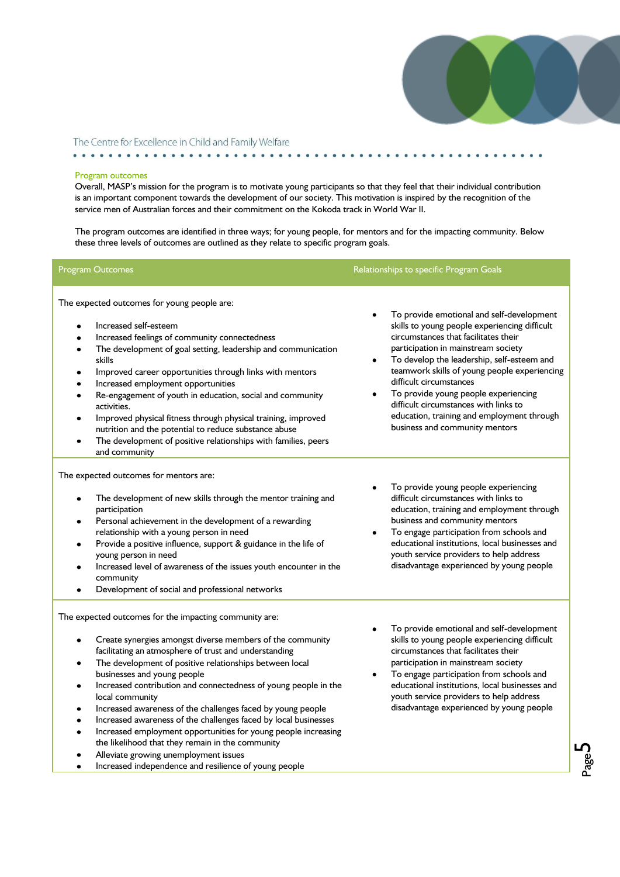## Program outcomes

Overall, MASP's mission for the program is to motivate young participants so that they feel that their individual contribution is an important component towards the development of our society. This motivation is inspired by the recognition of the service men of Australian forces and their commitment on the Kokoda track in World War II.

The program outcomes are identified in three ways; for young people, for mentors and for the impacting community. Below these three levels of outcomes are outlined as they relate to specific program goals.

| Program Outcomes | Relationships to specific Program Goals |
|---|---|
| The expected outcomes for young people are:<br>• Increased self-esteem<br>• Increased feelings of community connectedness<br>• The development of goal setting, leadership and communication skills<br>• Improved career opportunities through links with mentors<br>• Increased employment opportunities<br>• Re-engagement of youth in education, social and community activities.<br>• Improved physical fitness through physical training, improved nutrition and the potential to reduce substance abuse<br>• The development of positive relationships with families, peers and community | • To provide emotional and self-development skills to young people experiencing difficult circumstances that facilitates their participation in mainstream society<br>• To develop the leadership, self-esteem and teamwork skills of young people experiencing difficult circumstances<br>• To provide young people experiencing difficult circumstances with links to education, training and employment through business and community mentors |
| The expected outcomes for mentors are:<br>• The development of new skills through the mentor training and participation<br>• Personal achievement in the development of a rewarding relationship with a young person in need<br>• Provide a positive influence, support & guidance in the life of young person in need<br>• Increased level of awareness of the issues youth encounter in the community<br>• Development of social and professional networks | • To provide young people experiencing difficult circumstances with links to education, training and employment through business and community mentors<br>• To engage participation from schools and educational institutions, local businesses and youth service providers to help address disadvantage experienced by young people |
| The expected outcomes for the impacting community are:<br>• Create synergies amongst diverse members of the community facilitating an atmosphere of trust and understanding<br>• The development of positive relationships between local businesses and young people<br>• Increased contribution and connectedness of young people in the local community<br>• Increased awareness of the challenges faced by young people<br>• Increased awareness of the challenges faced by local businesses<br>• Increased employment opportunities for young people increasing the likelihood that they remain in the community<br>• Alleviate growing unemployment issues<br>• Increased independence and resilience of young people | • To provide emotional and self-development skills to young people experiencing difficult circumstances that facilitates their participation in mainstream society<br>• To engage participation from schools and educational institutions, local businesses and youth service providers to help address disadvantage experienced by young people |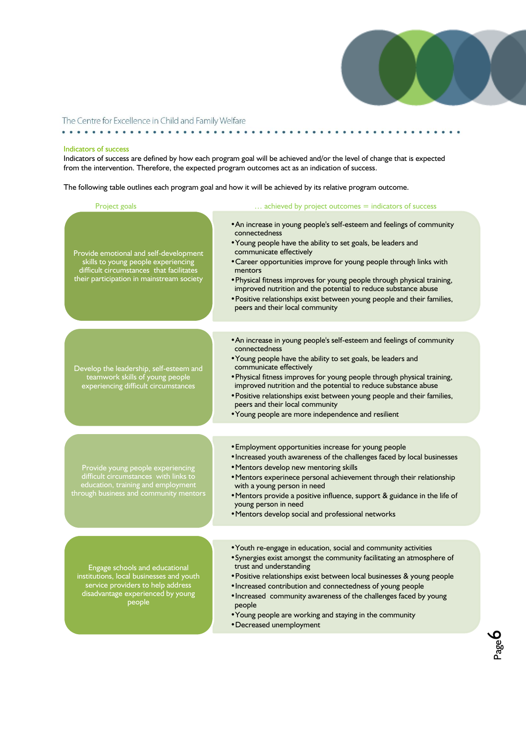## Indicators of success

Indicators of success are defined by how each program goal will be achieved and/or the level of change that is expected from the intervention. Therefore, the expected program outcomes act as an indication of success.

The following table outlines each program goal and how it will be achieved by its relative program outcome.

| Project goals | … achieved by project outcomes = indicators of success |
|---|---|
| Provide emotional and self-development skills to young people experiencing difficult circumstances that facilitates their participation in mainstream society | • An increase in young people's self-esteem and feelings of community connectedness<br>• Young people have the ability to set goals, be leaders and communicate effectively<br>• Career opportunities improve for young people through links with mentors<br>• Physical fitness improves for young people through physical training, improved nutrition and the potential to reduce substance abuse<br>• Positive relationships exist between young people and their families, peers and their local community |
| Develop the leadership, self-esteem and teamwork skills of young people experiencing difficult circumstances | • An increase in young people's self-esteem and feelings of community connectedness<br>• Young people have the ability to set goals, be leaders and communicate effectively<br>• Physical fitness improves for young people through physical training, improved nutrition and the potential to reduce substance abuse<br>• Positive relationships exist between young people and their families, peers and their local community<br>• Young people are more independence and resilient |
| Provide young people experiencing difficult circumstances with links to education, training and employment through business and community mentors | • Employment opportunities increase for young people<br>• Increased youth awareness of the challenges faced by local businesses<br>• Mentors develop new mentoring skills<br>• Mentors experinece personal achievement through their relationship with a young person in need<br>• Mentors provide a positive influence, support & guidance in the life of young person in need<br>• Mentors develop social and professional networks |
| Engage schools and educational institutions, local businesses and youth service providers to help address disadvantage experienced by young people | • Youth re-engage in education, social and community activities<br>• Synergies exist amongst the community facilitating an atmosphere of trust and understanding<br>• Positive relationships exist between local businesses & young people<br>• Increased contribution and connectedness of young people<br>• Increased community awareness of the challenges faced by young people<br>• Young people are working and staying in the community<br>• Decreased unemployment |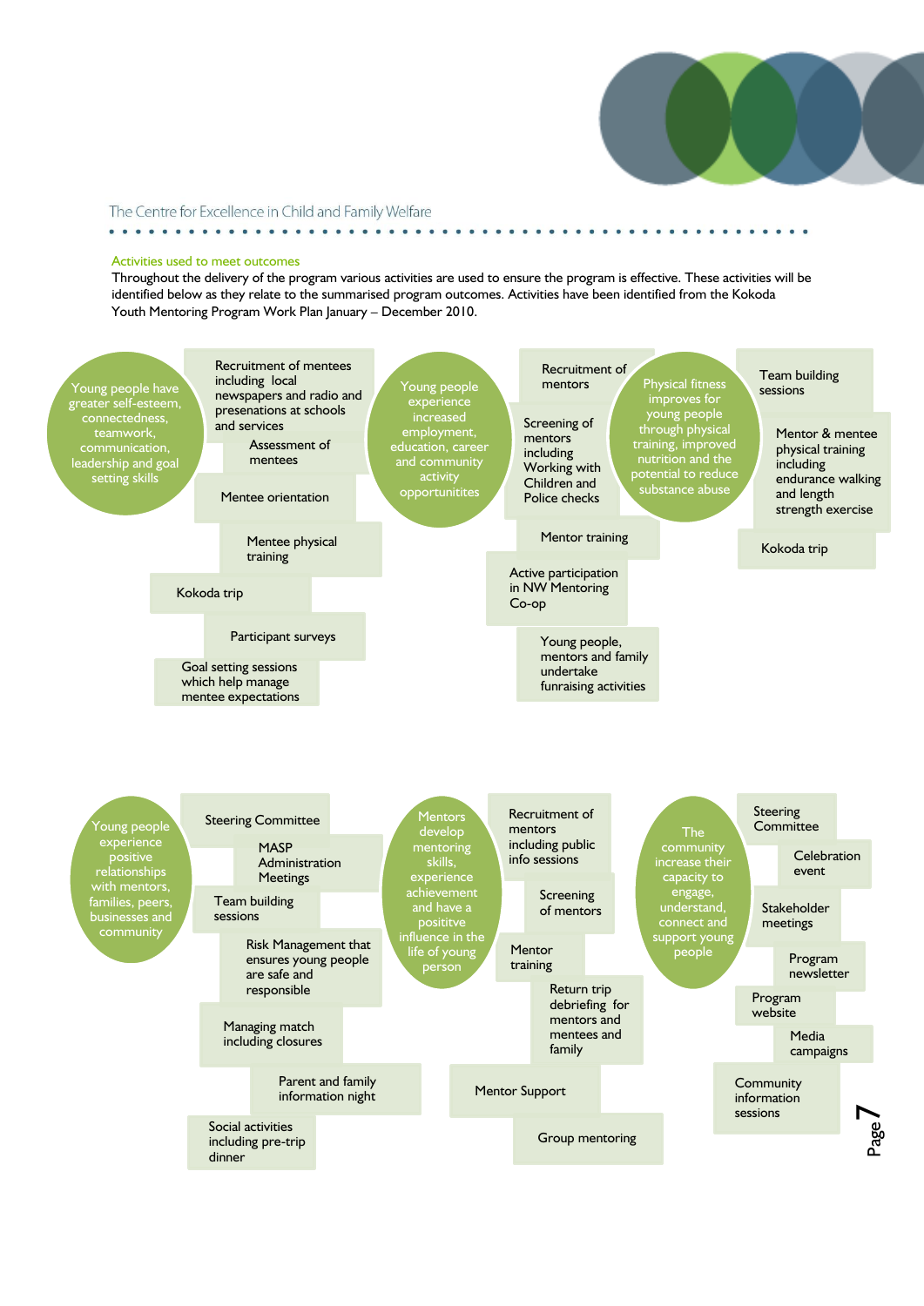## Activities used to meet outcomes

Throughout the delivery of the program various activities are used to ensure the program is effective. These activities will be identified below as they relate to the summarised program outcomes. Activities have been identified from the Kokoda Youth Mentoring Program Work Plan January – December 2010.

**Young people have greater self-esteem, connectedness, teamwork, communication, leadership and goal setting skills**

- Recruitment of mentees including local newspapers and radio and presenations at schools and services
- Assessment of mentees
- Mentee orientation
- Mentee physical training
- Kokoda trip
- Participant surveys
- Goal setting sessions which help manage mentee expectations

**Young people experience increased employment, education, career and community activity opportunities**

- Recruitment of mentors
- Screening of mentors including Working with Children and Police checks
- Mentor training
- Active participation in NW Mentoring Co-op
- Young people, mentors and family undertake funraising activities

**Physical fitness improves for young people through physical training, improved nutrition and the potential to reduce substance abuse**

- Team building sessions
- Mentor & mentee physical training including endurance walking and length strength exercise
- Kokoda trip

**Young people experience positive relationships with mentors, families, peers, businesses and community**

- Steering Committee
- MASP Administration Meetings
- Team building sessions
- Risk Management that ensures young people are safe and responsible
- Managing match including closures
- Parent and family information night
- Social activities including pre-trip dinner

**Mentors develop mentoring skills, experience achievement and have a posititve influence in the life of young person**

- Recruitment of mentors including public info sessions
- Screening of mentors
- Mentor training
- Return trip debriefing for mentors and mentees and family
- Mentor Support
- Group mentoring

**The community increase their capacity to engage, understand, connect and support young people**

- Steering Committee
- Celebration event
- Stakeholder meetings
- Program newsletter
- Program website
- Media campaigns
- Community information sessions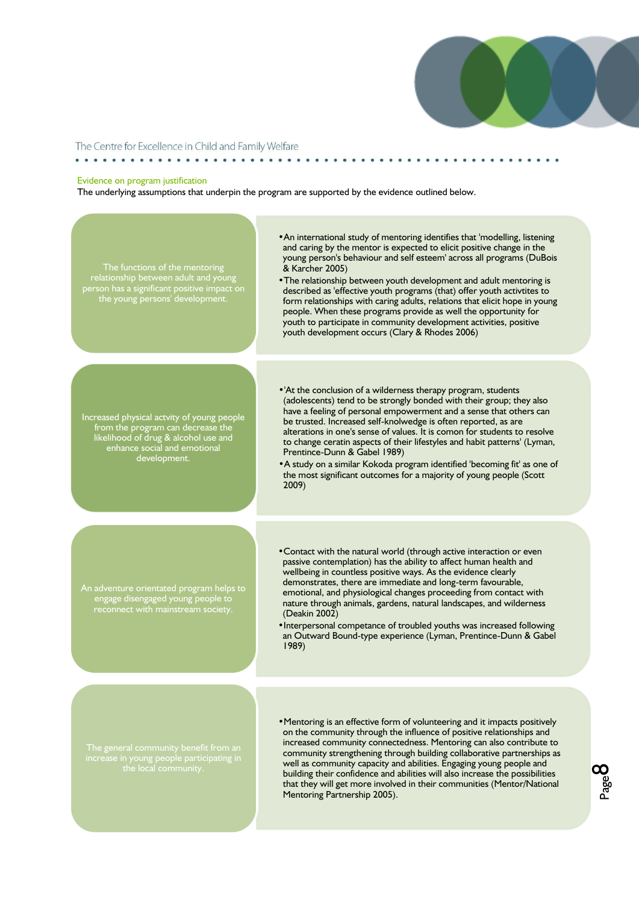## Evidence on program justification

The underlying assumptions that underpin the program are supported by the evidence outlined below.

| Assumption | Evidence |
| --- | --- |
| The functions of the mentoring relationship between adult and young person has a significant positive impact on the young persons' development. | • An international study of mentoring identifies that 'modelling, listening and caring by the mentor is expected to elicit positive change in the young person's behaviour and self esteem' across all programs (DuBois & Karcher 2005)<br>• The relationship between youth development and adult mentoring is described as 'effective youth programs (that) offer youth activtites to form relationships with caring adults, relations that elicit hope in young people. When these programs provide as well the opportunity for youth to participate in community development activities, positive youth development occurs (Clary & Rhodes 2006) |
| Increased physical actvity of young people from the program can decrease the likelihood of drug & alcohol use and enhance social and emotional development. | • 'At the conclusion of a wilderness therapy program, students (adolescents) tend to be strongly bonded with their group; they also have a feeling of personal empowerment and a sense that others can be trusted. Increased self-knolwedge is often reported, as are alterations in one's sense of values. It is comon for students to resolve to change ceratin aspects of their lifestyles and habit patterns' (Lyman, Prentice-Dunn & Gabel 1989)<br>• A study on a similar Kokoda program identified 'becoming fit' as one of the most significant outcomes for a majority of young people (Scott 2009) |
| An adventure orientated program helps to engage disengaged young people to reconnect with mainstream society. | • Contact with the natural world (through active interaction or even passive contemplation) has the ability to affect human health and wellbeing in countless positive ways. As the evidence clearly demonstrates, there are immediate and long-term favourable, emotional, and physiological changes proceeding from contact with nature through animals, gardens, natural landscapes, and wilderness (Deakin 2002)<br>• Interpersonal competance of troubled youths was increased following an Outward Bound-type experience (Lyman, Prentice-Dunn & Gabel 1989) |
| The general community benefit from an increase in young people participating in the local community. | • Mentoring is an effective form of volunteering and it impacts positively on the community through the influence of positive relationships and increased community connectedness. Mentoring can also contribute to community strengthening through building collaborative partnerships as well as community capacity and abilities. Engaging young people and building their confidence and abilities will also increase the possibilities that they will get more involved in their communities (Mentor/National Mentoring Partnership 2005). |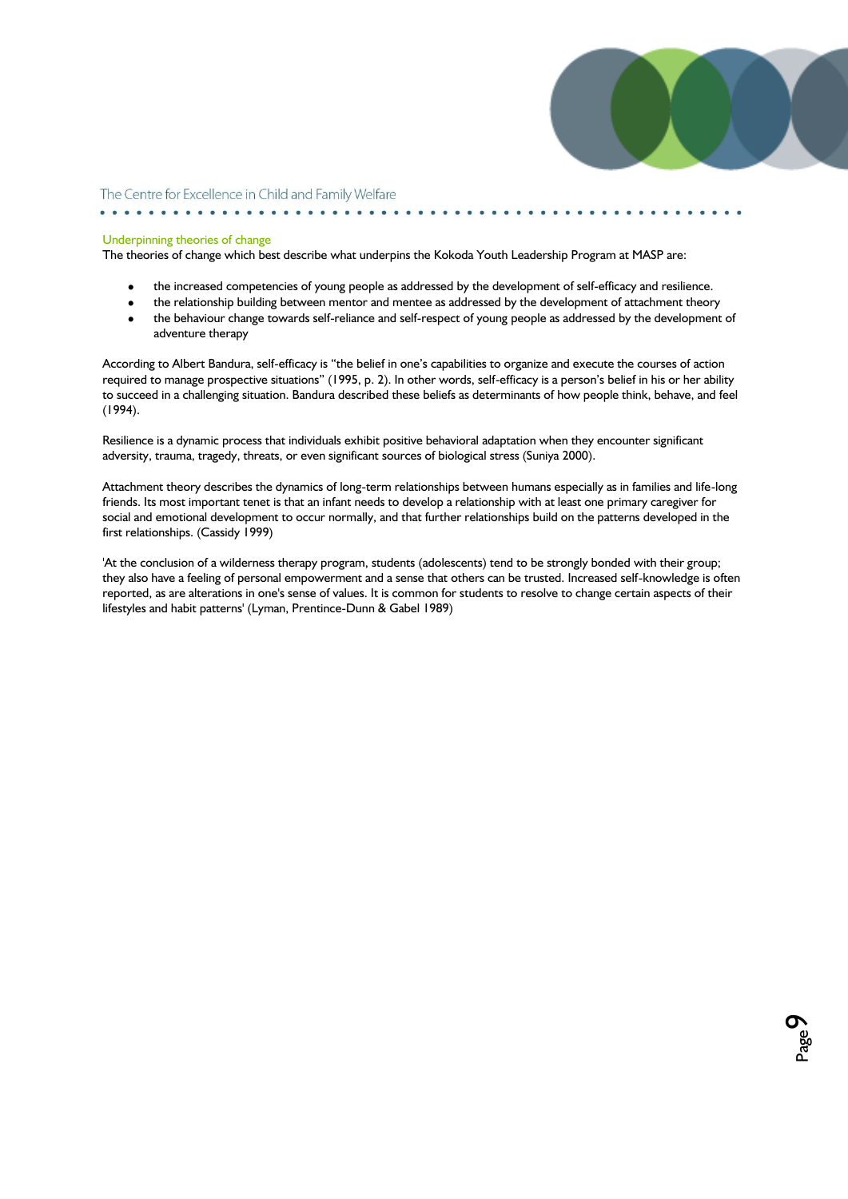### Underpinning theories of change

The theories of change which best describe what underpins the Kokoda Youth Leadership Program at MASP are:

- the increased competencies of young people as addressed by the development of self-efficacy and resilience.
- the relationship building between mentor and mentee as addressed by the development of attachment theory
- the behaviour change towards self-reliance and self-respect of young people as addressed by the development of adventure therapy

According to Albert Bandura, self-efficacy is "the belief in one's capabilities to organize and execute the courses of action required to manage prospective situations" (1995, p. 2). In other words, self-efficacy is a person's belief in his or her ability to succeed in a challenging situation. Bandura described these beliefs as determinants of how people think, behave, and feel (1994).

Resilience is a dynamic process that individuals exhibit positive behavioral adaptation when they encounter significant adversity, trauma, tragedy, threats, or even significant sources of biological stress (Suniya 2000).

Attachment theory describes the dynamics of long-term relationships between humans especially as in families and life-long friends. Its most important tenet is that an infant needs to develop a relationship with at least one primary caregiver for social and emotional development to occur normally, and that further relationships build on the patterns developed in the first relationships. (Cassidy 1999)

'At the conclusion of a wilderness therapy program, students (adolescents) tend to be strongly bonded with their group; they also have a feeling of personal empowerment and a sense that others can be trusted. Increased self-knowledge is often reported, as are alterations in one's sense of values. It is common for students to resolve to change certain aspects of their lifestyles and habit patterns' (Lyman, Prentince-Dunn & Gabel 1989)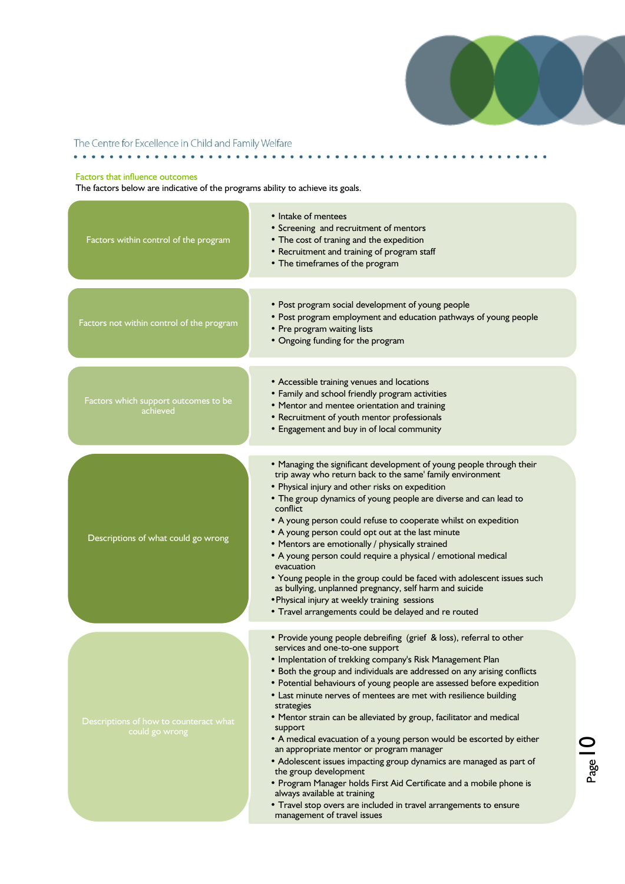## Factors that influence outcomes

The factors below are indicative of the programs ability to achieve its goals.

| | |
|---|---|
| Factors within control of the program | • Intake of mentees<br>• Screening and recruitment of mentors<br>• The cost of traning and the expedition<br>• Recruitment and training of program staff<br>• The timeframes of the program |
| Factors not within control of the program | • Post program social development of young people<br>• Post program employment and education pathways of young people<br>• Pre program waiting lists<br>• Ongoing funding for the program |
| Factors which support outcomes to be achieved | • Accessible training venues and locations<br>• Family and school friendly program activities<br>• Mentor and mentee orientation and training<br>• Recruitment of youth mentor professionals<br>• Engagement and buy in of local community |
| Descriptions of what could go wrong | • Managing the significant development of young people through their trip away who return back to the same' family environment<br>• Physical injury and other risks on expedition<br>• The group dynamics of young people are diverse and can lead to conflict<br>• A young person could refuse to cooperate whilst on expedition<br>• A young person could opt out at the last minute<br>• Mentors are emotionally / physically strained<br>• A young person could require a physical / emotional medical evacuation<br>• Young people in the group could be faced with adolescent issues such as bullying, unplanned pregnancy, self harm and suicide<br>• Physical injury at weekly training sessions<br>• Travel arrangements could be delayed and re routed |
| Descriptions of how to counteract what could go wrong | • Provide young people debreifing (grief & loss), referral to other services and one-to-one support<br>• Implentation of trekking company's Risk Management Plan<br>• Both the group and individuals are addressed on any arising conflicts<br>• Potential behaviours of young people are assessed before expedition<br>• Last minute nerves of mentees are met with resilience building strategies<br>• Mentor strain can be alleviated by group, facilitator and medical support<br>• A medical evacuation of a young person would be escorted by either an appropriate mentor or program manager<br>• Adolescent issues impacting group dynamics are managed as part of the group development<br>• Program Manager holds First Aid Certificate and a mobile phone is always available at training<br>• Travel stop overs are included in travel arrangements to ensure management of travel issues |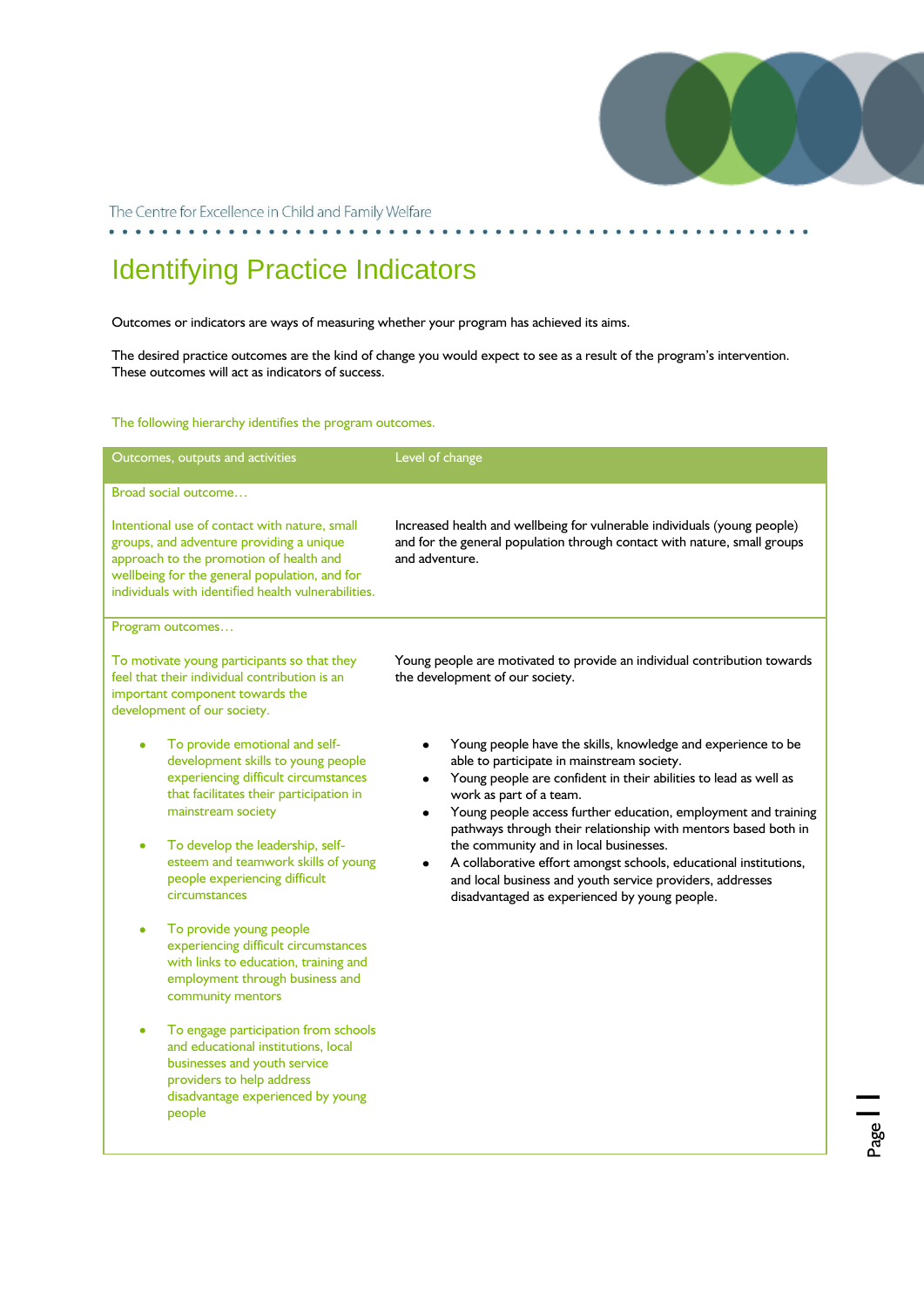# Identifying Practice Indicators

Outcomes or indicators are ways of measuring whether your program has achieved its aims.

The desired practice outcomes are the kind of change you would expect to see as a result of the program's intervention. These outcomes will act as indicators of success.

The following hierarchy identifies the program outcomes.

| Outcomes, outputs and activities | Level of change |
|---|---|
| Broad social outcome… | |
| Intentional use of contact with nature, small groups, and adventure providing a unique approach to the promotion of health and wellbeing for the general population, and for individuals with identified health vulnerabilities. | Increased health and wellbeing for vulnerable individuals (young people) and for the general population through contact with nature, small groups and adventure. |
| Program outcomes… | |
| To motivate young participants so that they feel that their individual contribution is an important component towards the development of our society. | Young people are motivated to provide an individual contribution towards the development of our society. |
| • To provide emotional and self-development skills to young people experiencing difficult circumstances that facilitates their participation in mainstream society<br>• To develop the leadership, self-esteem and teamwork skills of young people experiencing difficult circumstances<br>• To provide young people experiencing difficult circumstances with links to education, training and employment through business and community mentors<br>• To engage participation from schools and educational institutions, local businesses and youth service providers to help address disadvantage experienced by young people | • Young people have the skills, knowledge and experience to be able to participate in mainstream society.<br>• Young people are confident in their abilities to lead as well as work as part of a team.<br>• Young people access further education, employment and training pathways through their relationship with mentors based both in the community and in local businesses.<br>• A collaborative effort amongst schools, educational institutions, and local business and youth service providers, addresses disadvantaged as experienced by young people. |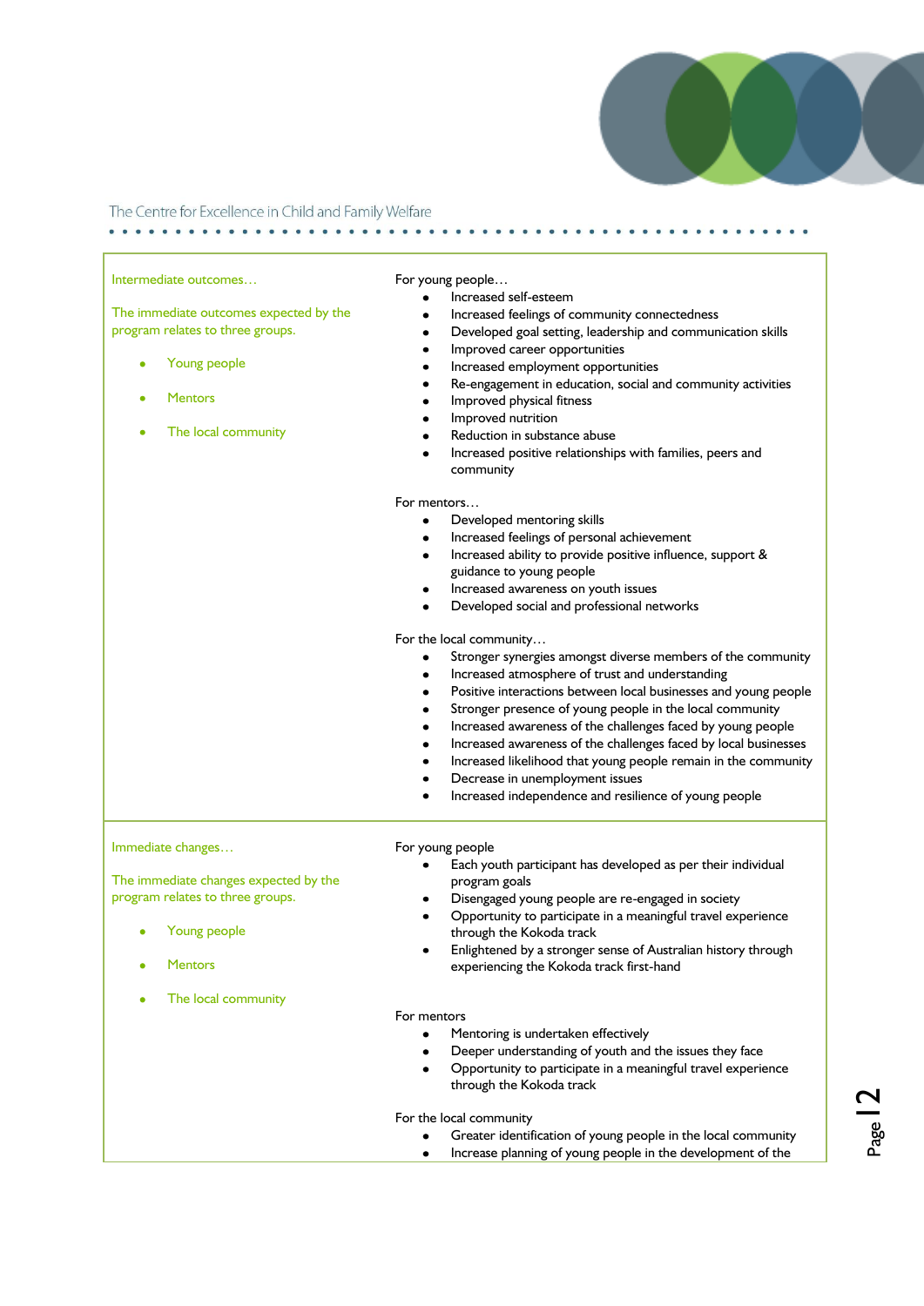| | |
|---|---|
| Intermediate outcomes…<br><br>The immediate outcomes expected by the program relates to three groups.<br><br>• Young people<br>• Mentors<br>• The local community | For young people…<br>• Increased self-esteem<br>• Increased feelings of community connectedness<br>• Developed goal setting, leadership and communication skills<br>• Improved career opportunities<br>• Increased employment opportunities<br>• Re-engagement in education, social and community activities<br>• Improved physical fitness<br>• Improved nutrition<br>• Reduction in substance abuse<br>• Increased positive relationships with families, peers and community<br><br>For mentors…<br>• Developed mentoring skills<br>• Increased feelings of personal achievement<br>• Increased ability to provide positive influence, support & guidance to young people<br>• Increased awareness on youth issues<br>• Developed social and professional networks<br><br>For the local community…<br>• Stronger synergies amongst diverse members of the community<br>• Increased atmosphere of trust and understanding<br>• Positive interactions between local businesses and young people<br>• Stronger presence of young people in the local community<br>• Increased awareness of the challenges faced by young people<br>• Increased awareness of the challenges faced by local businesses<br>• Increased likelihood that young people remain in the community<br>• Decrease in unemployment issues<br>• Increased independence and resilience of young people |
| Immediate changes…<br><br>The immediate changes expected by the program relates to three groups.<br><br>• Young people<br>• Mentors<br>• The local community | For young people<br>• Each youth participant has developed as per their individual program goals<br>• Disengaged young people are re-engaged in society<br>• Opportunity to participate in a meaningful travel experience through the Kokoda track<br>• Enlightened by a stronger sense of Australian history through experiencing the Kokoda track first-hand<br><br>For mentors<br>• Mentoring is undertaken effectively<br>• Deeper understanding of youth and the issues they face<br>• Opportunity to participate in a meaningful travel experience through the Kokoda track<br><br>For the local community<br>• Greater identification of young people in the local community<br>• Increase planning of young people in the development of the |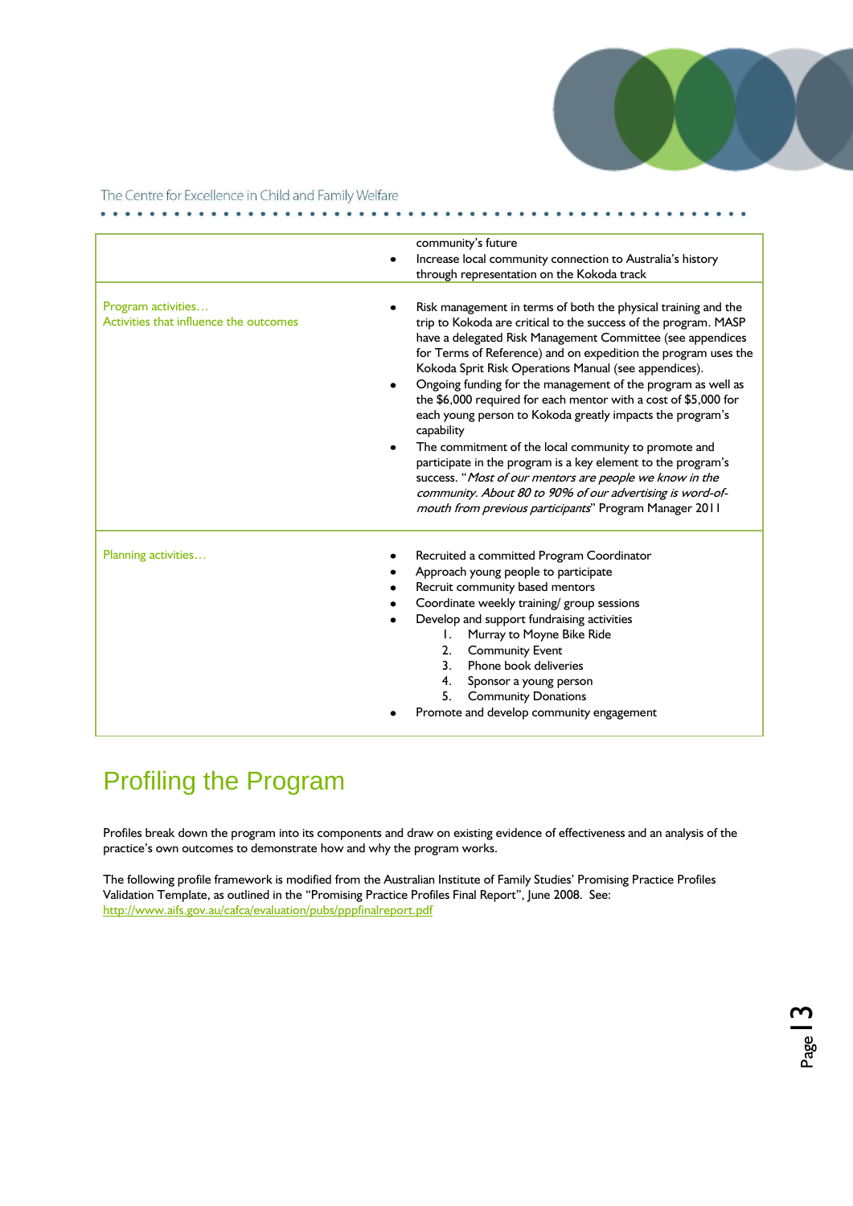| | |
|---|---|
| | community's future<br>• Increase local community connection to Australia's history through representation on the Kokoda track |
| Program activities…<br>Activities that influence the outcomes | • Risk management in terms of both the physical training and the trip to Kokoda are critical to the success of the program. MASP have a delegated Risk Management Committee (see appendices for Terms of Reference) and on expedition the program uses the Kokoda Sprit Risk Operations Manual (see appendices).<br>• Ongoing funding for the management of the program as well as the $6,000 required for each mentor with a cost of $5,000 for each young person to Kokoda greatly impacts the program's capability<br>• The commitment of the local community to promote and participate in the program is a key element to the program's success. "*Most of our mentors are people we know in the community. About 80 to 90% of our advertising is word-of-mouth from previous participants*" Program Manager 2011 |
| Planning activities… | • Recruited a committed Program Coordinator<br>• Approach young people to participate<br>• Recruit community based mentors<br>• Coordinate weekly training/ group sessions<br>• Develop and support fundraising activities<br>1. Murray to Moyne Bike Ride<br>2. Community Event<br>3. Phone book deliveries<br>4. Sponsor a young person<br>5. Community Donations<br>• Promote and develop community engagement |

# Profiling the Program

Profiles break down the program into its components and draw on existing evidence of effectiveness and an analysis of the practice's own outcomes to demonstrate how and why the program works.

The following profile framework is modified from the Australian Institute of Family Studies' Promising Practice Profiles Validation Template, as outlined in the "Promising Practice Profiles Final Report", June 2008. See: http://www.aifs.gov.au/cafca/evaluation/pubs/pppfinalreport.pdf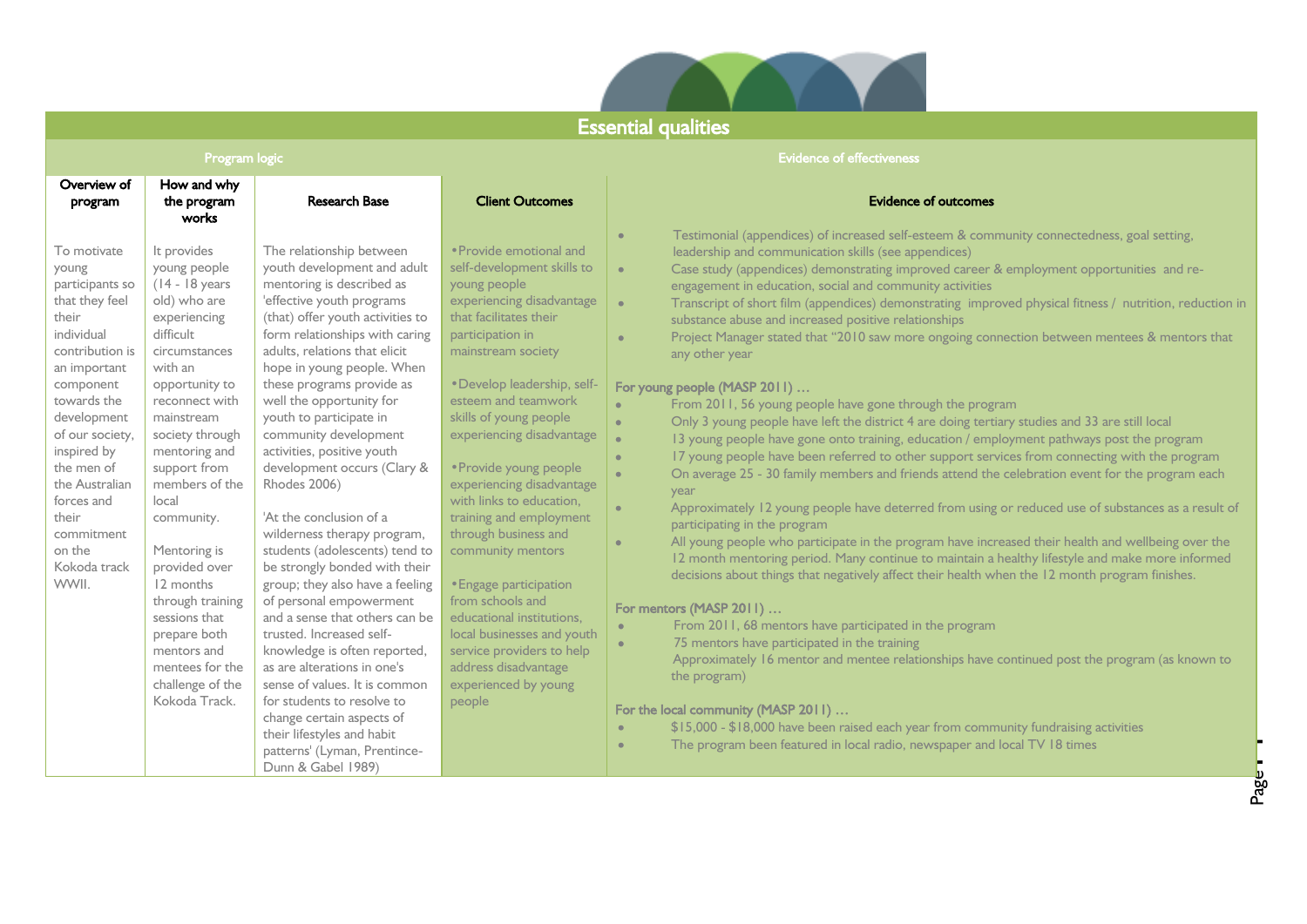## Essential qualities

| Program logic | | | | Evidence of effectiveness |
|---|---|---|---|---|
| **Overview of program** | **How and why the program works** | **Research Base** | **Client Outcomes** | **Evidence of outcomes** |
| To motivate young participants so that they feel their individual contribution is an important component towards the development of our society, inspired by the men of the Australian forces and their commitment on the Kokoda track WWII. | It provides young people (14 - 18 years old) who are experiencing difficult circumstances with an opportunity to reconnect with mainstream society through mentoring and support from members of the local community.<br><br>Mentoring is provided over 12 months through training sessions that prepare both mentors and mentees for the challenge of the Kokoda Track. | The relationship between youth development and adult mentoring is described as 'effective youth programs (that) offer youth activities to form relationships with caring adults, relations that elicit hope in young people. When these programs provide as well the opportunity for youth to participate in community development activities, positive youth development occurs (Clary & Rhodes 2006)<br><br>'At the conclusion of a wilderness therapy program, students (adolescents) tend to be strongly bonded with their group; they also have a feeling of personal empowerment and a sense that others can be trusted. Increased self-knowledge is often reported, as are alterations in one's sense of values. It is common for students to resolve to change certain aspects of their lifestyles and habit patterns' (Lyman, Prentince-Dunn & Gabel 1989) | • Provide emotional and self-development skills to young people experiencing disadvantage that facilitates their participation in mainstream society<br><br>• Develop leadership, self-esteem and teamwork skills of young people experiencing disadvantage<br><br>• Provide young people experiencing disadvantage with links to education, training and employment through business and community mentors<br><br>• Engage participation from schools and educational institutions, local businesses and youth service providers to help address disadvantage experienced by young people | • Testimonial (appendices) of increased self-esteem & community connectedness, goal setting, leadership and communication skills (see appendices)<br>• Case study (appendices) demonstrating improved career & employment opportunities and re-engagement in education, social and community activities<br>• Transcript of short film (appendices) demonstrating improved physical fitness / nutrition, reduction in substance abuse and increased positive relationships<br>• Project Manager stated that "2010 saw more ongoing connection between mentees & mentors that any other year<br><br>**For young people (MASP 2011) …**<br>• From 2011, 56 young people have gone through the program<br>• Only 3 young people have left the district 4 are doing tertiary studies and 33 are still local<br>• 13 young people have gone onto training, education / employment pathways post the program<br>• 17 young people have been referred to other support services from connecting with the program<br>• On average 25 - 30 family members and friends attend the celebration event for the program each year<br>• Approximately 12 young people have deterred from using or reduced use of substances as a result of participating in the program<br>• All young people who participate in the program have increased their health and wellbeing over the 12 month mentoring period. Many continue to maintain a healthy lifestyle and make more informed decisions about things that negatively affect their health when the 12 month program finishes.<br><br>**For mentors (MASP 2011) …**<br>• From 2011, 68 mentors have participated in the program<br>• 75 mentors have participated in the training<br>Approximately 16 mentor and mentee relationships have continued post the program (as known to the program)<br><br>**For the local community (MASP 2011) …**<br>• $15,000 - $18,000 have been raised each year from community fundraising activities<br>• The program been featured in local radio, newspaper and local TV 18 times |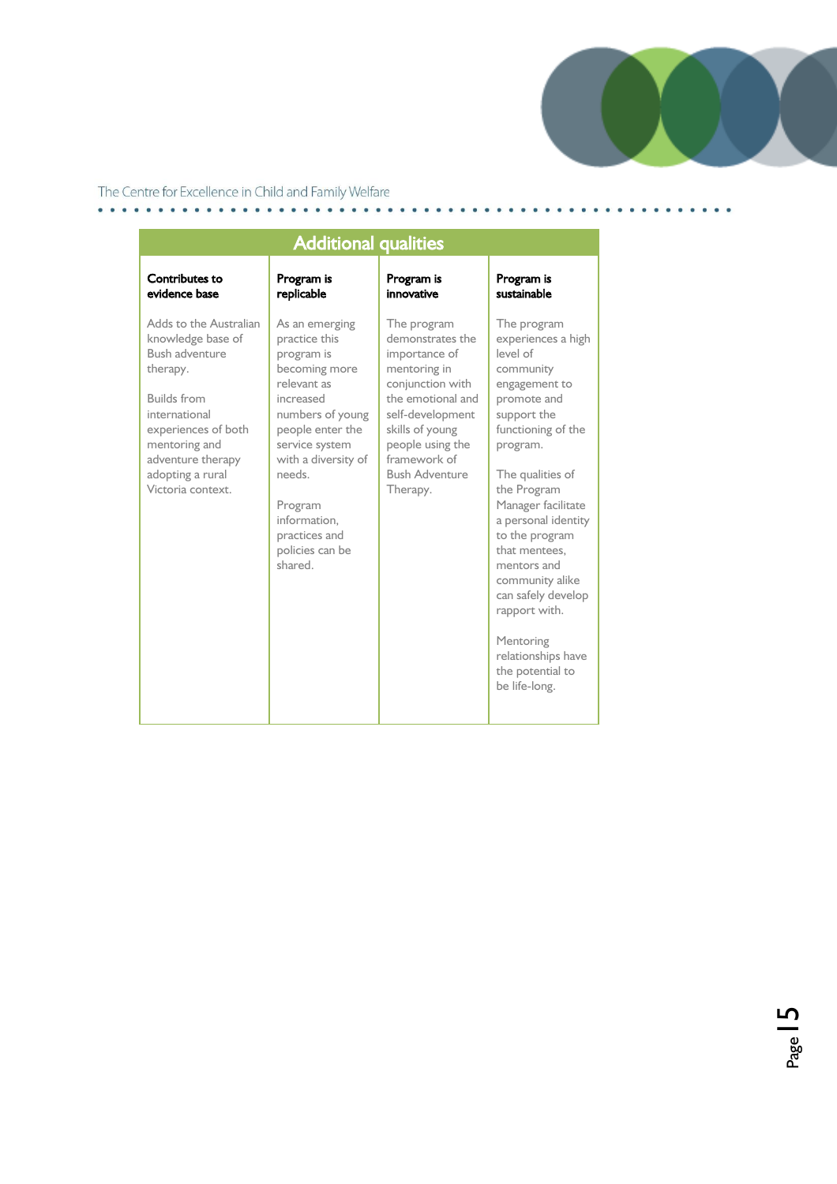| Additional qualities | | | |
|---|---|---|---|
| **Contributes to evidence base** | **Program is replicable** | **Program is innovative** | **Program is sustainable** |
| Adds to the Australian knowledge base of Bush adventure therapy.<br><br>Builds from international experiences of both mentoring and adventure therapy adopting a rural Victoria context. | As an emerging practice this program is becoming more relevant as increased numbers of young people enter the service system with a diversity of needs.<br><br>Program information, practices and policies can be shared. | The program demonstrates the importance of mentoring in conjunction with the emotional and self-development skills of young people using the framework of Bush Adventure Therapy. | The program experiences a high level of community engagement to promote and support the functioning of the program.<br><br>The qualities of the Program Manager facilitate a personal identity to the program that mentees, mentors and community alike can safely develop rapport with.<br><br>Mentoring relationships have the potential to be life-long. |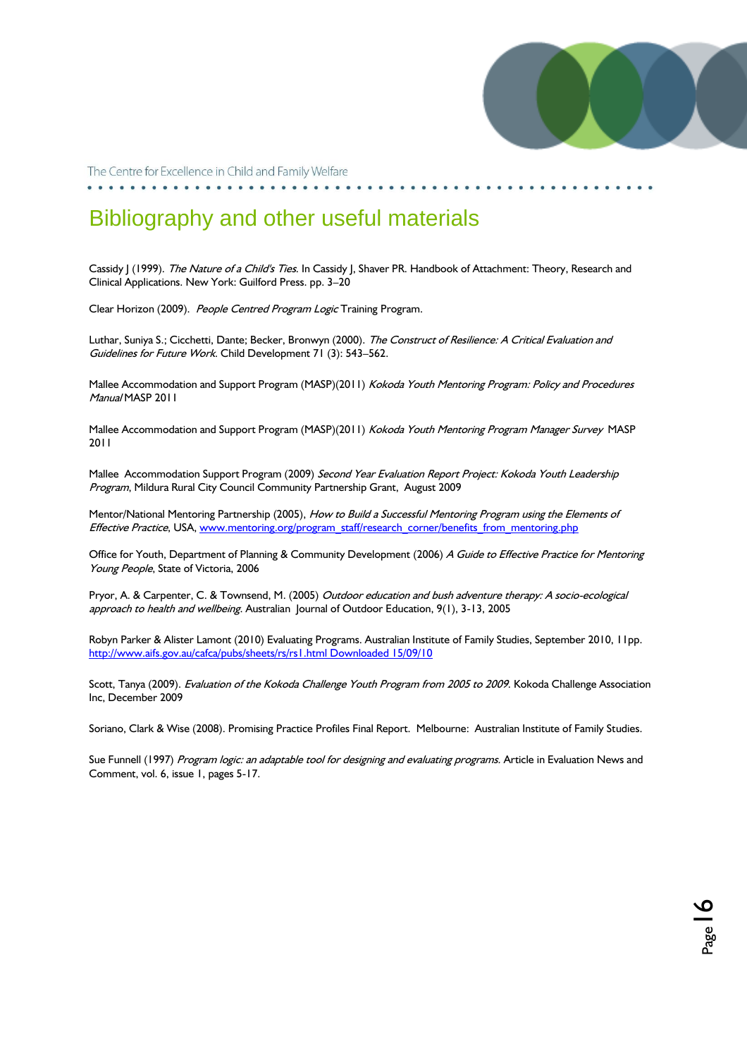# Bibliography and other useful materials

Cassidy J (1999). *The Nature of a Child's Ties.* In Cassidy J, Shaver PR. Handbook of Attachment: Theory, Research and Clinical Applications. New York: Guilford Press. pp. 3–20

Clear Horizon (2009). *People Centred Program Logic* Training Program.

Luthar, Suniya S.; Cicchetti, Dante; Becker, Bronwyn (2000). *The Construct of Resilience: A Critical Evaluation and Guidelines for Future Work*. Child Development 71 (3): 543–562.

Mallee Accommodation and Support Program (MASP)(2011) *Kokoda Youth Mentoring Program: Policy and Procedures Manual* MASP 2011

Mallee Accommodation and Support Program (MASP)(2011) *Kokoda Youth Mentoring Program Manager Survey* MASP 2011

Mallee Accommodation Support Program (2009) *Second Year Evaluation Report Project: Kokoda Youth Leadership Program*, Mildura Rural City Council Community Partnership Grant, August 2009

Mentor/National Mentoring Partnership (2005), *How to Build a Successful Mentoring Program using the Elements of Effective Practice*, USA, www.mentoring.org/program_staff/research_corner/benefits_from_mentoring.php

Office for Youth, Department of Planning & Community Development (2006) *A Guide to Effective Practice for Mentoring Young People*, State of Victoria, 2006

Pryor, A. & Carpenter, C. & Townsend, M. (2005) *Outdoor education and bush adventure therapy: A socio-ecological approach to health and wellbeing.* Australian Journal of Outdoor Education, 9(1), 3-13, 2005

Robyn Parker & Alister Lamont (2010) Evaluating Programs. Australian Institute of Family Studies, September 2010, 11pp. http://www.aifs.gov.au/cafca/pubs/sheets/rs/rs1.html Downloaded 15/09/10

Scott, Tanya (2009). *Evaluation of the Kokoda Challenge Youth Program from 2005 to 2009*. Kokoda Challenge Association Inc, December 2009

Soriano, Clark & Wise (2008). Promising Practice Profiles Final Report. Melbourne: Australian Institute of Family Studies.

Sue Funnell (1997) *Program logic: an adaptable tool for designing and evaluating programs.* Article in Evaluation News and Comment, vol. 6, issue 1, pages 5-17.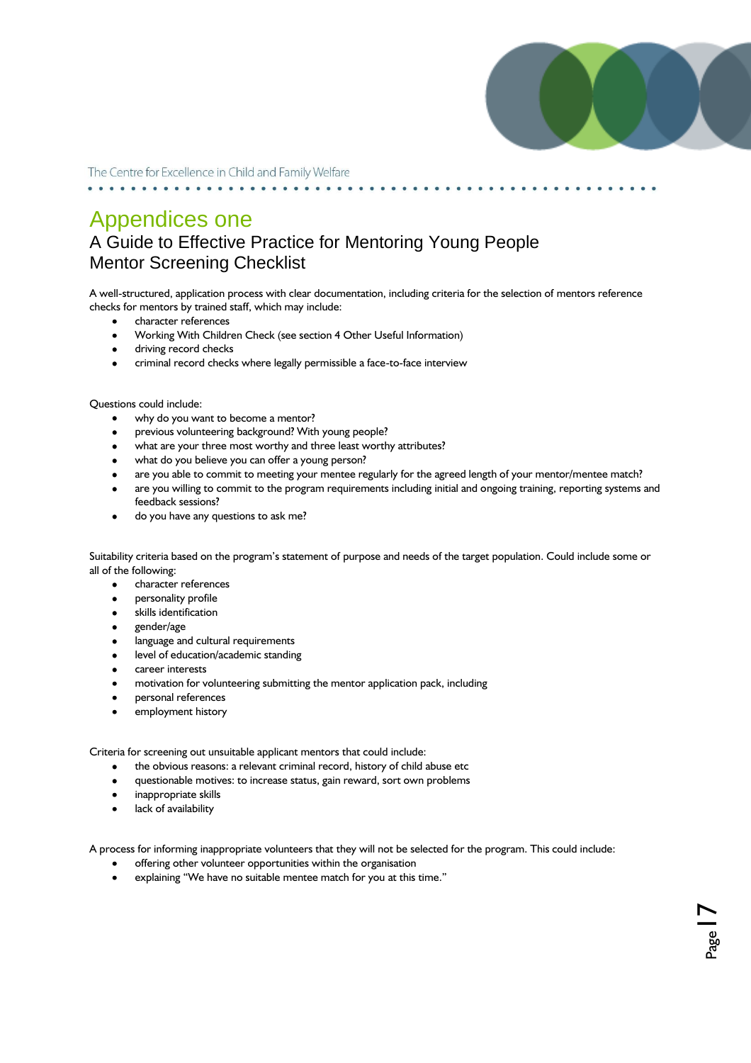# Appendices one

## A Guide to Effective Practice for Mentoring Young People
## Mentor Screening Checklist

A well-structured, application process with clear documentation, including criteria for the selection of mentors reference checks for mentors by trained staff, which may include:

- character references
- Working With Children Check (see section 4 Other Useful Information)
- driving record checks
- criminal record checks where legally permissible a face-to-face interview

Questions could include:

- why do you want to become a mentor?
- previous volunteering background? With young people?
- what are your three most worthy and three least worthy attributes?
- what do you believe you can offer a young person?
- are you able to commit to meeting your mentee regularly for the agreed length of your mentor/mentee match?
- are you willing to commit to the program requirements including initial and ongoing training, reporting systems and feedback sessions?
- do you have any questions to ask me?

Suitability criteria based on the program's statement of purpose and needs of the target population. Could include some or all of the following:

- character references
- personality profile
- skills identification
- gender/age
- language and cultural requirements
- level of education/academic standing
- career interests
- motivation for volunteering submitting the mentor application pack, including
- personal references
- employment history

Criteria for screening out unsuitable applicant mentors that could include:

- the obvious reasons: a relevant criminal record, history of child abuse etc
- questionable motives: to increase status, gain reward, sort own problems
- inappropriate skills
- lack of availability

A process for informing inappropriate volunteers that they will not be selected for the program. This could include:

- offering other volunteer opportunities within the organisation
- explaining "We have no suitable mentee match for you at this time."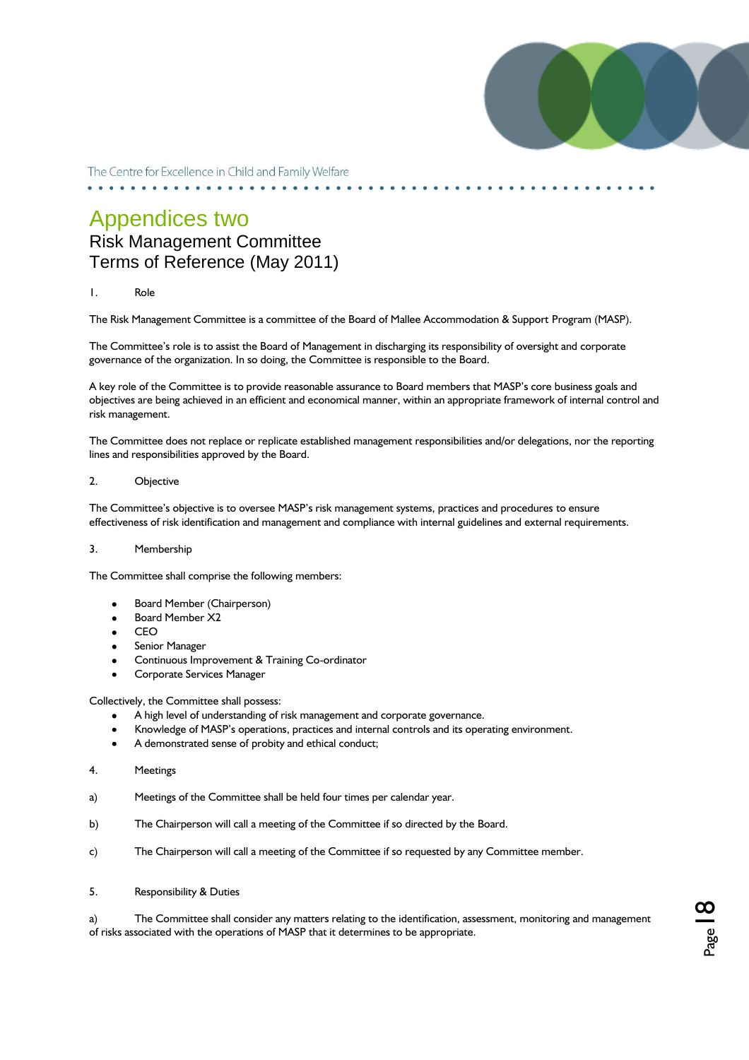# Appendices two

## Risk Management Committee
## Terms of Reference (May 2011)

1. Role

The Risk Management Committee is a committee of the Board of Mallee Accommodation & Support Program (MASP).

The Committee's role is to assist the Board of Management in discharging its responsibility of oversight and corporate governance of the organization. In so doing, the Committee is responsible to the Board.

A key role of the Committee is to provide reasonable assurance to Board members that MASP's core business goals and objectives are being achieved in an efficient and economical manner, within an appropriate framework of internal control and risk management.

The Committee does not replace or replicate established management responsibilities and/or delegations, nor the reporting lines and responsibilities approved by the Board.

2. Objective

The Committee's objective is to oversee MASP's risk management systems, practices and procedures to ensure effectiveness of risk identification and management and compliance with internal guidelines and external requirements.

3. Membership

The Committee shall comprise the following members:

- Board Member (Chairperson)
- Board Member X2
- CEO
- Senior Manager
- Continuous Improvement & Training Co-ordinator
- Corporate Services Manager

Collectively, the Committee shall possess:

- A high level of understanding of risk management and corporate governance.
- Knowledge of MASP's operations, practices and internal controls and its operating environment.
- A demonstrated sense of probity and ethical conduct;

4. Meetings

a) Meetings of the Committee shall be held four times per calendar year.

b) The Chairperson will call a meeting of the Committee if so directed by the Board.

c) The Chairperson will call a meeting of the Committee if so requested by any Committee member.

5. Responsibility & Duties

a) The Committee shall consider any matters relating to the identification, assessment, monitoring and management of risks associated with the operations of MASP that it determines to be appropriate.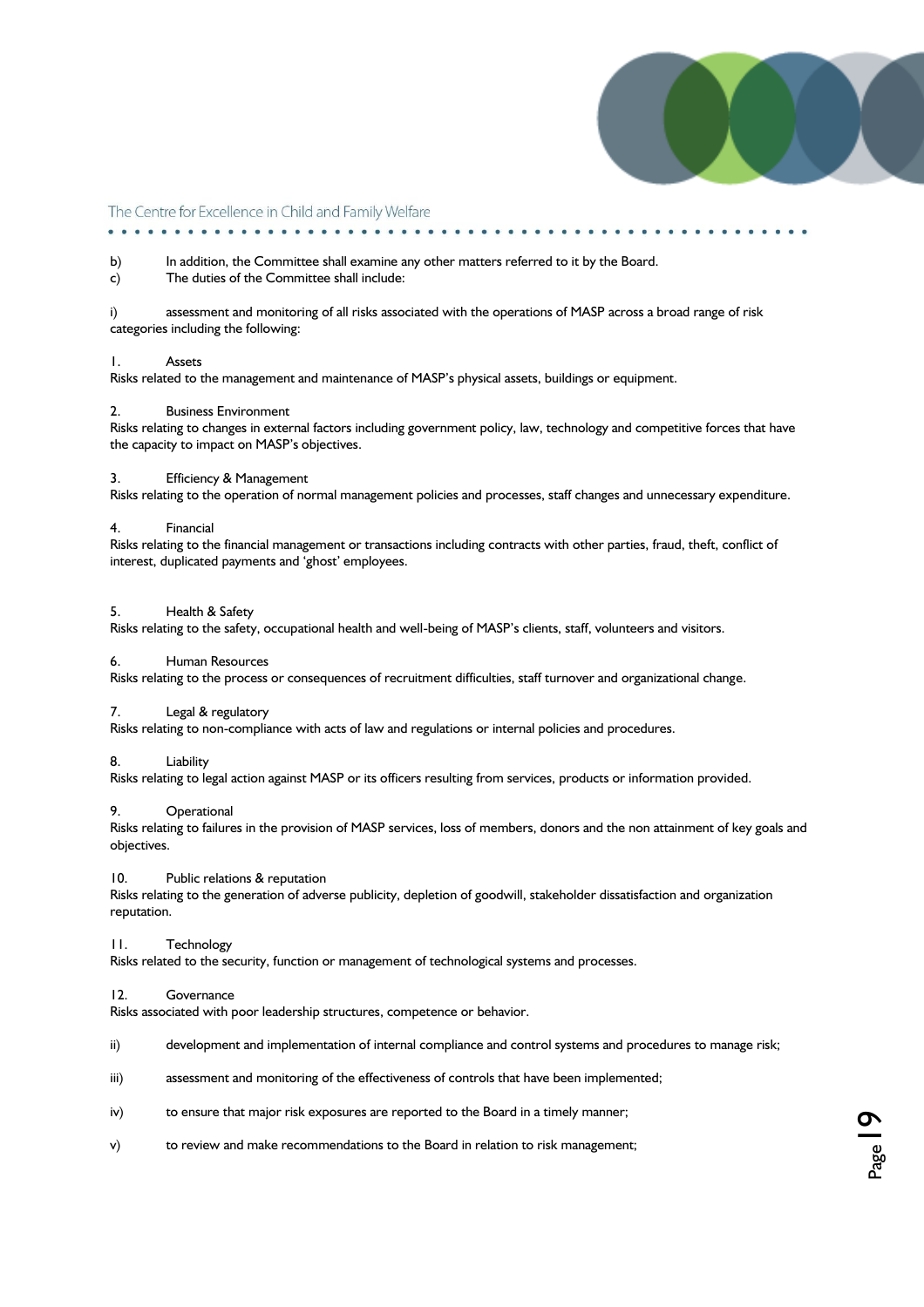b) In addition, the Committee shall examine any other matters referred to it by the Board.

c) The duties of the Committee shall include:

i) assessment and monitoring of all risks associated with the operations of MASP across a broad range of risk categories including the following:

1. Assets

Risks related to the management and maintenance of MASP's physical assets, buildings or equipment.

2. Business Environment

Risks relating to changes in external factors including government policy, law, technology and competitive forces that have the capacity to impact on MASP's objectives.

3. Efficiency & Management

Risks relating to the operation of normal management policies and processes, staff changes and unnecessary expenditure.

4. Financial

Risks relating to the financial management or transactions including contracts with other parties, fraud, theft, conflict of interest, duplicated payments and 'ghost' employees.

5. Health & Safety

Risks relating to the safety, occupational health and well-being of MASP's clients, staff, volunteers and visitors.

6. Human Resources

Risks relating to the process or consequences of recruitment difficulties, staff turnover and organizational change.

7. Legal & regulatory

Risks relating to non-compliance with acts of law and regulations or internal policies and procedures.

8. Liability

Risks relating to legal action against MASP or its officers resulting from services, products or information provided.

9. Operational

Risks relating to failures in the provision of MASP services, loss of members, donors and the non attainment of key goals and objectives.

10. Public relations & reputation

Risks relating to the generation of adverse publicity, depletion of goodwill, stakeholder dissatisfaction and organization reputation.

11. Technology

Risks related to the security, function or management of technological systems and processes.

12. Governance

Risks associated with poor leadership structures, competence or behavior.

ii) development and implementation of internal compliance and control systems and procedures to manage risk;

iii) assessment and monitoring of the effectiveness of controls that have been implemented;

iv) to ensure that major risk exposures are reported to the Board in a timely manner;

v) to review and make recommendations to the Board in relation to risk management;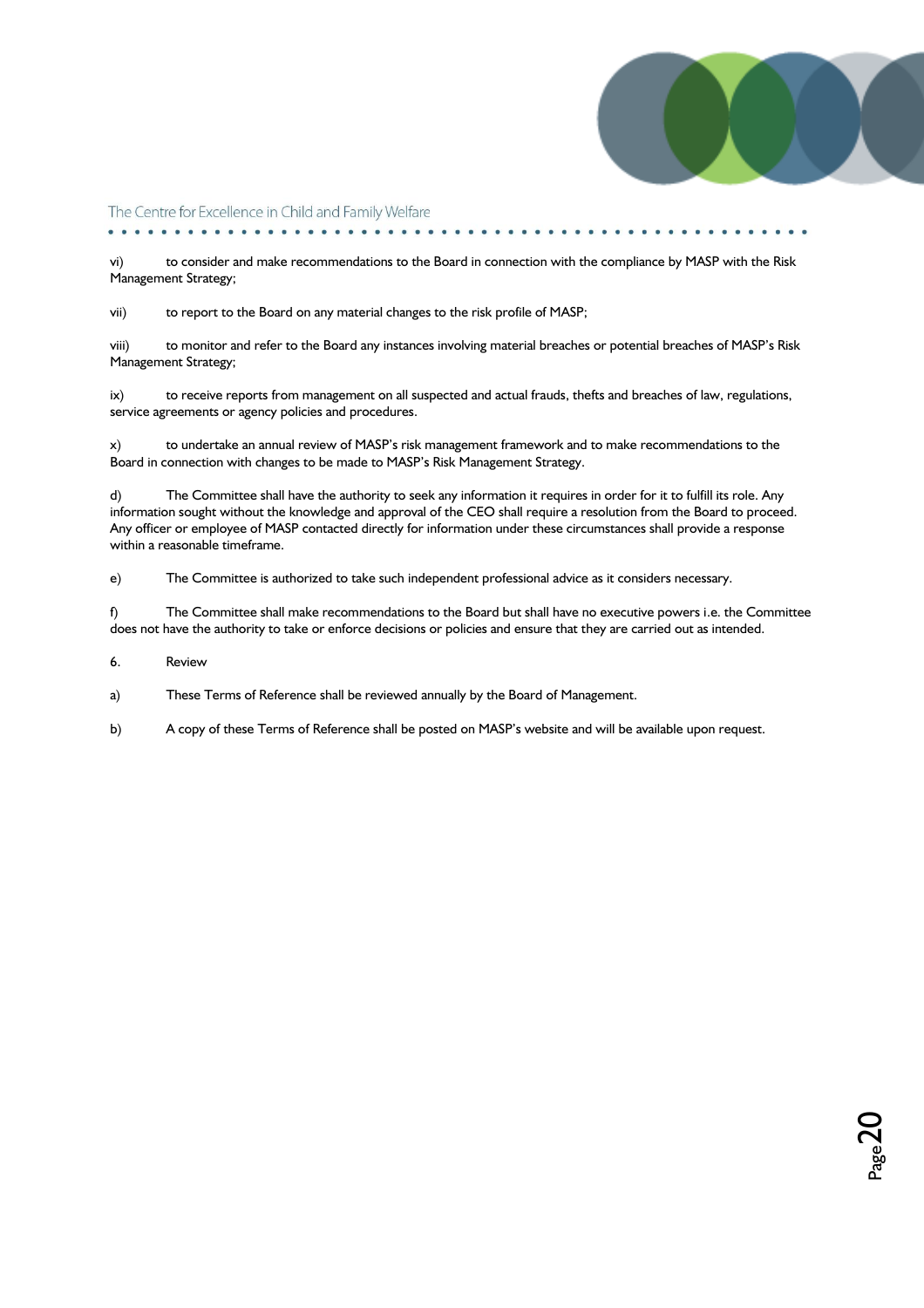vi) to consider and make recommendations to the Board in connection with the compliance by MASP with the Risk Management Strategy;

vii) to report to the Board on any material changes to the risk profile of MASP;

viii) to monitor and refer to the Board any instances involving material breaches or potential breaches of MASP's Risk Management Strategy;

ix) to receive reports from management on all suspected and actual frauds, thefts and breaches of law, regulations, service agreements or agency policies and procedures.

x) to undertake an annual review of MASP's risk management framework and to make recommendations to the Board in connection with changes to be made to MASP's Risk Management Strategy.

d) The Committee shall have the authority to seek any information it requires in order for it to fulfill its role. Any information sought without the knowledge and approval of the CEO shall require a resolution from the Board to proceed. Any officer or employee of MASP contacted directly for information under these circumstances shall provide a response within a reasonable timeframe.

e) The Committee is authorized to take such independent professional advice as it considers necessary.

f) The Committee shall make recommendations to the Board but shall have no executive powers i.e. the Committee does not have the authority to take or enforce decisions or policies and ensure that they are carried out as intended.

6. Review

a) These Terms of Reference shall be reviewed annually by the Board of Management.

b) A copy of these Terms of Reference shall be posted on MASP's website and will be available upon request.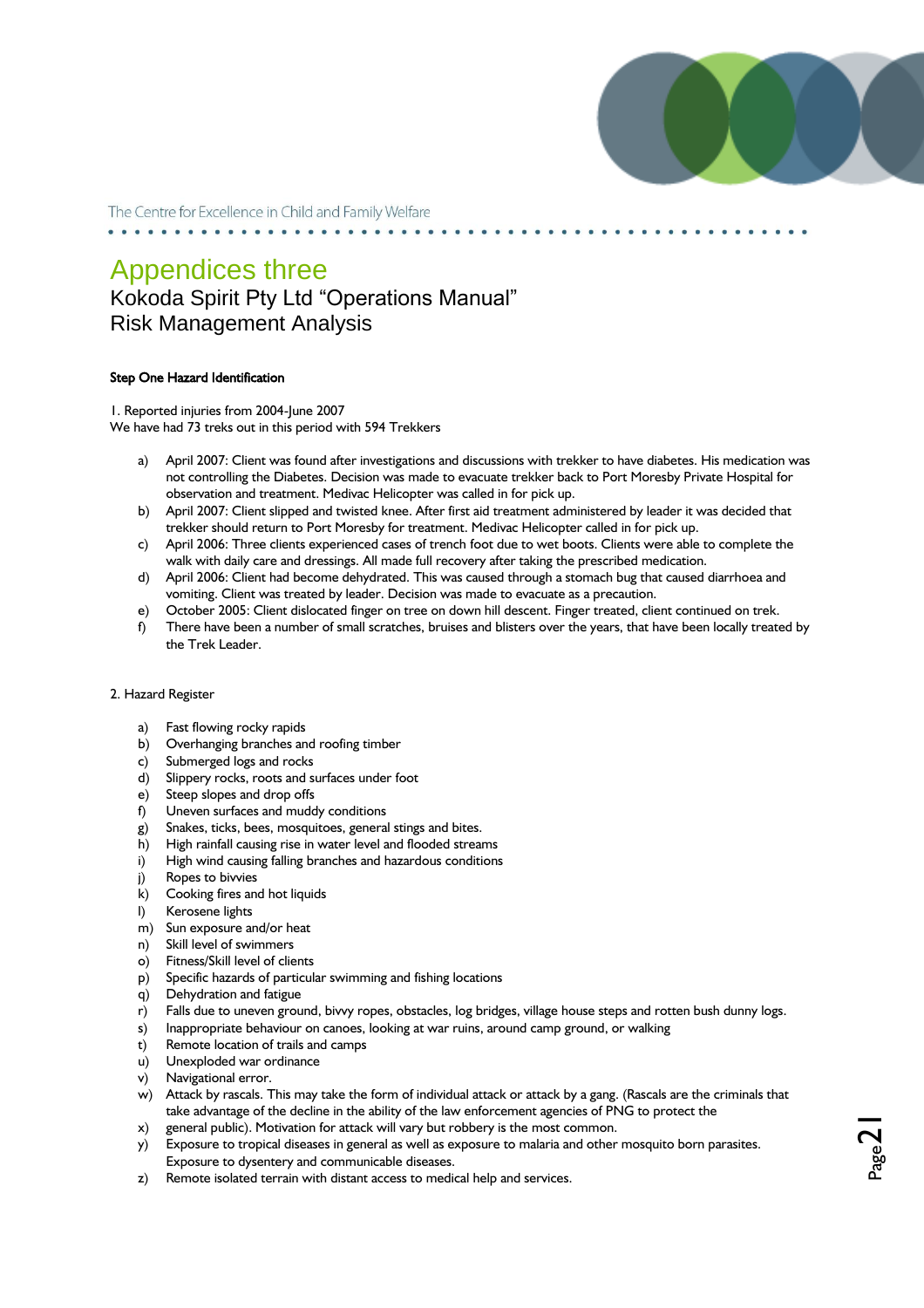# Appendices three

## Kokoda Spirit Pty Ltd "Operations Manual"
## Risk Management Analysis

**Step One Hazard Identification**

1. Reported injuries from 2004-June 2007
We have had 73 treks out in this period with 594 Trekkers

a) April 2007: Client was found after investigations and discussions with trekker to have diabetes. His medication was not controlling the Diabetes. Decision was made to evacuate trekker back to Port Moresby Private Hospital for observation and treatment. Medivac Helicopter was called in for pick up.
b) April 2007: Client slipped and twisted knee. After first aid treatment administered by leader it was decided that trekker should return to Port Moresby for treatment. Medivac Helicopter called in for pick up.
c) April 2006: Three clients experienced cases of trench foot due to wet boots. Clients were able to complete the walk with daily care and dressings. All made full recovery after taking the prescribed medication.
d) April 2006: Client had become dehydrated. This was caused through a stomach bug that caused diarrhoea and vomiting. Client was treated by leader. Decision was made to evacuate as a precaution.
e) October 2005: Client dislocated finger on tree on down hill descent. Finger treated, client continued on trek.
f) There have been a number of small scratches, bruises and blisters over the years, that have been locally treated by the Trek Leader.

2. Hazard Register

a) Fast flowing rocky rapids
b) Overhanging branches and roofing timber
c) Submerged logs and rocks
d) Slippery rocks, roots and surfaces under foot
e) Steep slopes and drop offs
f) Uneven surfaces and muddy conditions
g) Snakes, ticks, bees, mosquitoes, general stings and bites.
h) High rainfall causing rise in water level and flooded streams
i) High wind causing falling branches and hazardous conditions
j) Ropes to bivvies
k) Cooking fires and hot liquids
l) Kerosene lights
m) Sun exposure and/or heat
n) Skill level of swimmers
o) Fitness/Skill level of clients
p) Specific hazards of particular swimming and fishing locations
q) Dehydration and fatigue
r) Falls due to uneven ground, bivvy ropes, obstacles, log bridges, village house steps and rotten bush dunny logs.
s) Inappropriate behaviour on canoes, looking at war ruins, around camp ground, or walking
t) Remote location of trails and camps
u) Unexploded war ordinance
v) Navigational error.
w) Attack by rascals. This may take the form of individual attack or attack by a gang. (Rascals are the criminals that take advantage of the decline in the ability of the law enforcement agencies of PNG to protect the
x) general public). Motivation for attack will vary but robbery is the most common.
y) Exposure to tropical diseases in general as well as exposure to malaria and other mosquito born parasites. Exposure to dysentery and communicable diseases.
z) Remote isolated terrain with distant access to medical help and services.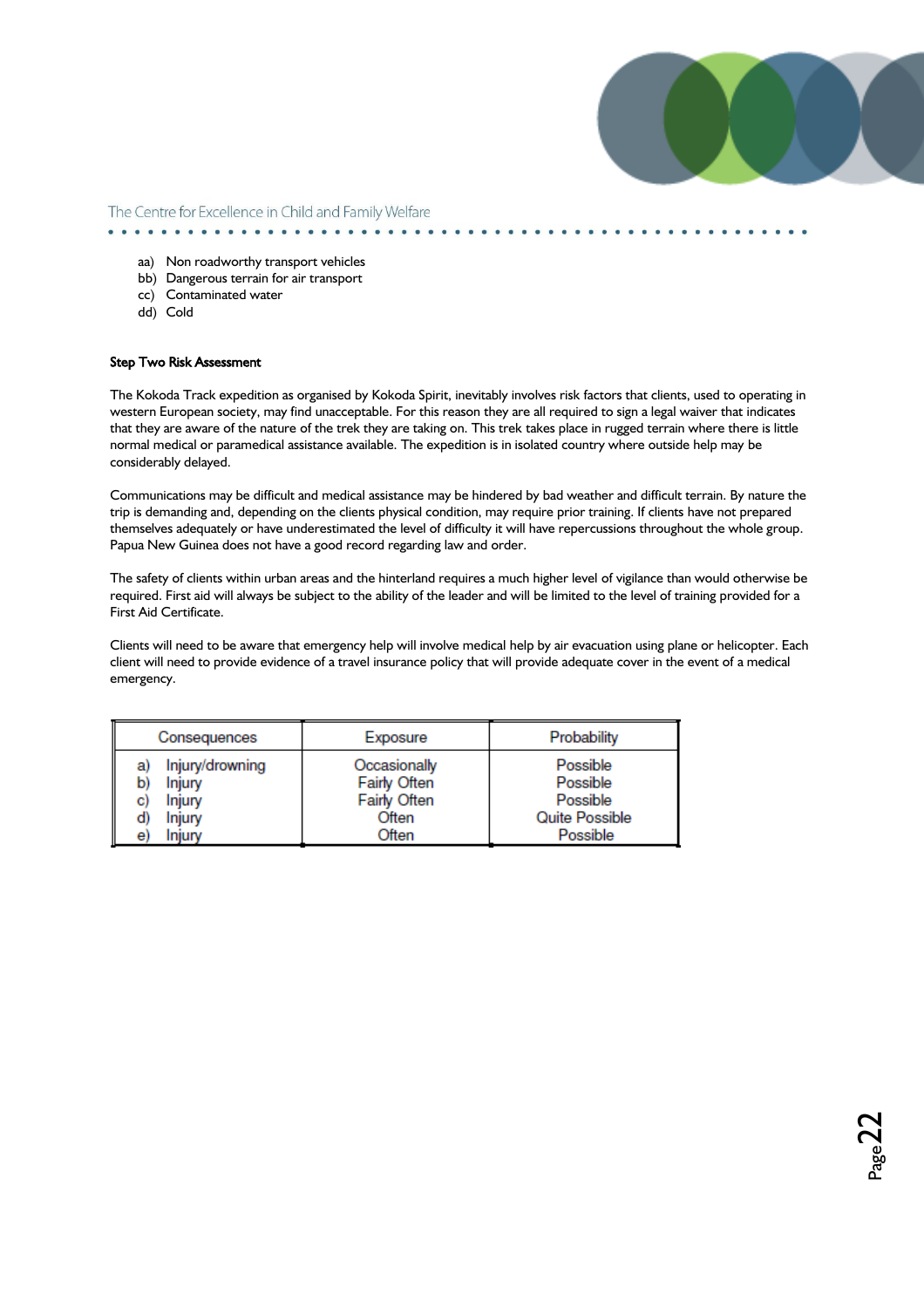aa) Non roadworthy transport vehicles
bb) Dangerous terrain for air transport
cc) Contaminated water
dd) Cold

**Step Two Risk Assessment**

The Kokoda Track expedition as organised by Kokoda Spirit, inevitably involves risk factors that clients, used to operating in western European society, may find unacceptable. For this reason they are all required to sign a legal waiver that indicates that they are aware of the nature of the trek they are taking on. This trek takes place in rugged terrain where there is little normal medical or paramedical assistance available. The expedition is in isolated country where outside help may be considerably delayed.

Communications may be difficult and medical assistance may be hindered by bad weather and difficult terrain. By nature the trip is demanding and, depending on the clients physical condition, may require prior training. If clients have not prepared themselves adequately or have underestimated the level of difficulty it will have repercussions throughout the whole group. Papua New Guinea does not have a good record regarding law and order.

The safety of clients within urban areas and the hinterland requires a much higher level of vigilance than would otherwise be required. First aid will always be subject to the ability of the leader and will be limited to the level of training provided for a First Aid Certificate.

Clients will need to be aware that emergency help will involve medical help by air evacuation using plane or helicopter. Each client will need to provide evidence of a travel insurance policy that will provide adequate cover in the event of a medical emergency.

| Consequences | Exposure | Probability |
|---|---|---|
| a) Injury/drowning | Occasionally | Possible |
| b) Injury | Fairly Often | Possible |
| c) Injury | Fairly Often | Possible |
| d) Injury | Often | Quite Possible |
| e) Injury | Often | Possible |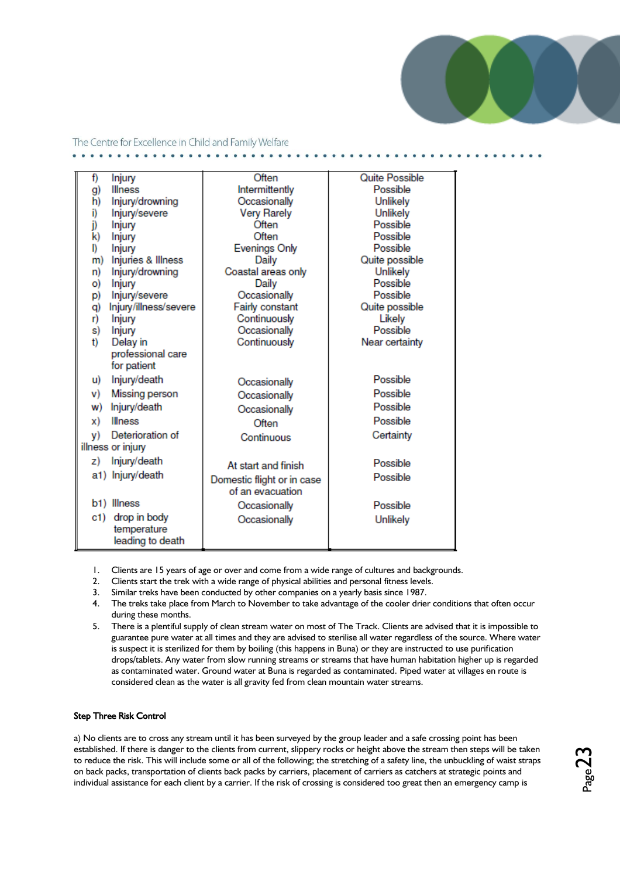| | | |
|---|---|---|
| f) Injury | Often | Quite Possible |
| g) Illness | Intermittently | Possible |
| h) Injury/drowning | Occasionally | Unlikely |
| i) Injury/severe | Very Rarely | Unlikely |
| j) Injury | Often | Possible |
| k) Injury | Often | Possible |
| l) Injury | Evenings Only | Possible |
| m) Injuries & Illness | Daily | Quite possible |
| n) Injury/drowning | Coastal areas only | Unlikely |
| o) Injury | Daily | Possible |
| p) Injury/severe | Occasionally | Possible |
| q) Injury/illness/severe | Fairly constant | Quite possible |
| r) Injury | Continuously | Likely |
| s) Injury | Occasionally | Possible |
| t) Delay in professional care for patient | Continuously | Near certainty |
| u) Injury/death | Occasionally | Possible |
| v) Missing person | Occasionally | Possible |
| w) Injury/death | Occasionally | Possible |
| x) Illness | Often | Possible |
| y) Deterioration of illness or injury | Continuous | Certainty |
| z) Injury/death | At start and finish | Possible |
| a1) Injury/death | Domestic flight or in case of an evacuation | Possible |
| b1) Illness | Occasionally | Possible |
| c1) drop in body temperature leading to death | Occasionally | Unlikely |

1. Clients are 15 years of age or over and come from a wide range of cultures and backgrounds.
2. Clients start the trek with a wide range of physical abilities and personal fitness levels.
3. Similar treks have been conducted by other companies on a yearly basis since 1987.
4. The treks take place from March to November to take advantage of the cooler drier conditions that often occur during these months.
5. There is a plentiful supply of clean stream water on most of The Track. Clients are advised that it is impossible to guarantee pure water at all times and they are advised to sterilise all water regardless of the source. Where water is suspect it is sterilized for them by boiling (this happens in Buna) or they are instructed to use purification drops/tablets. Any water from slow running streams or streams that have human habitation higher up is regarded as contaminated water. Ground water at Buna is regarded as contaminated. Piped water at villages en route is considered clean as the water is all gravity fed from clean mountain water streams.

**Step Three Risk Control**

a) No clients are to cross any stream until it has been surveyed by the group leader and a safe crossing point has been established. If there is danger to the clients from current, slippery rocks or height above the stream then steps will be taken to reduce the risk. This will include some or all of the following; the stretching of a safety line, the unbuckling of waist straps on back packs, transportation of clients back packs by carriers, placement of carriers as catchers at strategic points and individual assistance for each client by a carrier. If the risk of crossing is considered too great then an emergency camp is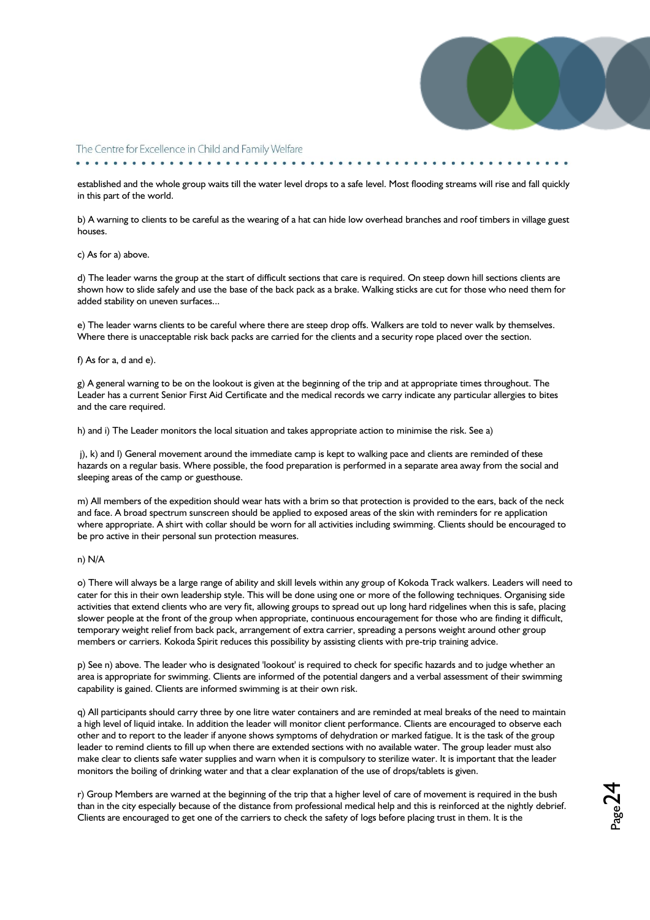established and the whole group waits till the water level drops to a safe level. Most flooding streams will rise and fall quickly in this part of the world.

b) A warning to clients to be careful as the wearing of a hat can hide low overhead branches and roof timbers in village guest houses.

c) As for a) above.

d) The leader warns the group at the start of difficult sections that care is required. On steep down hill sections clients are shown how to slide safely and use the base of the back pack as a brake. Walking sticks are cut for those who need them for added stability on uneven surfaces...

e) The leader warns clients to be careful where there are steep drop offs. Walkers are told to never walk by themselves. Where there is unacceptable risk back packs are carried for the clients and a security rope placed over the section.

f) As for a, d and e).

g) A general warning to be on the lookout is given at the beginning of the trip and at appropriate times throughout. The Leader has a current Senior First Aid Certificate and the medical records we carry indicate any particular allergies to bites and the care required.

h) and i) The Leader monitors the local situation and takes appropriate action to minimise the risk. See a)

j), k) and l) General movement around the immediate camp is kept to walking pace and clients are reminded of these hazards on a regular basis. Where possible, the food preparation is performed in a separate area away from the social and sleeping areas of the camp or guesthouse.

m) All members of the expedition should wear hats with a brim so that protection is provided to the ears, back of the neck and face. A broad spectrum sunscreen should be applied to exposed areas of the skin with reminders for re application where appropriate. A shirt with collar should be worn for all activities including swimming. Clients should be encouraged to be pro active in their personal sun protection measures.

n) N/A

o) There will always be a large range of ability and skill levels within any group of Kokoda Track walkers. Leaders will need to cater for this in their own leadership style. This will be done using one or more of the following techniques. Organising side activities that extend clients who are very fit, allowing groups to spread out up long hard ridgelines when this is safe, placing slower people at the front of the group when appropriate, continuous encouragement for those who are finding it difficult, temporary weight relief from back pack, arrangement of extra carrier, spreading a persons weight around other group members or carriers. Kokoda Spirit reduces this possibility by assisting clients with pre-trip training advice.

p) See n) above. The leader who is designated 'lookout' is required to check for specific hazards and to judge whether an area is appropriate for swimming. Clients are informed of the potential dangers and a verbal assessment of their swimming capability is gained. Clients are informed swimming is at their own risk.

q) All participants should carry three by one litre water containers and are reminded at meal breaks of the need to maintain a high level of liquid intake. In addition the leader will monitor client performance. Clients are encouraged to observe each other and to report to the leader if anyone shows symptoms of dehydration or marked fatigue. It is the task of the group leader to remind clients to fill up when there are extended sections with no available water. The group leader must also make clear to clients safe water supplies and warn when it is compulsory to sterilize water. It is important that the leader monitors the boiling of drinking water and that a clear explanation of the use of drops/tablets is given.

r) Group Members are warned at the beginning of the trip that a higher level of care of movement is required in the bush than in the city especially because of the distance from professional medical help and this is reinforced at the nightly debrief. Clients are encouraged to get one of the carriers to check the safety of logs before placing trust in them. It is the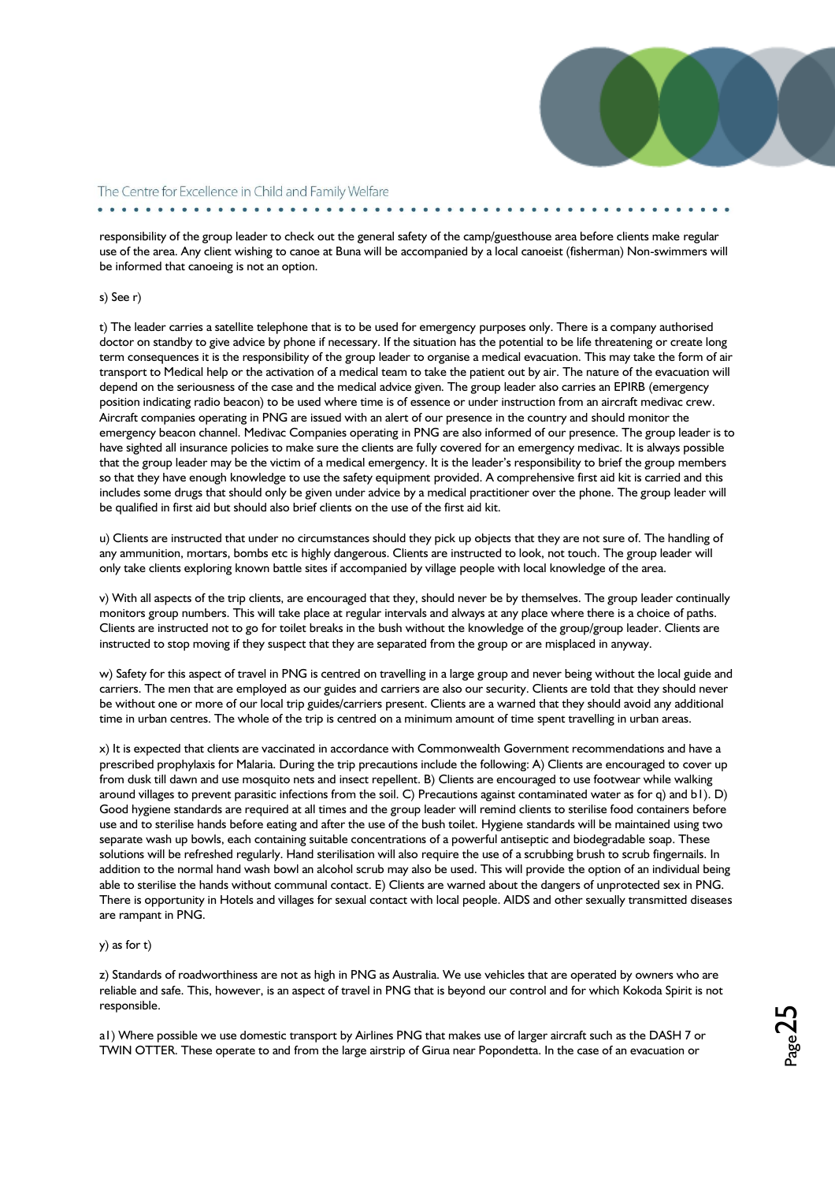responsibility of the group leader to check out the general safety of the camp/guesthouse area before clients make regular use of the area. Any client wishing to canoe at Buna will be accompanied by a local canoeist (fisherman) Non-swimmers will be informed that canoeing is not an option.

s) See r)

t) The leader carries a satellite telephone that is to be used for emergency purposes only. There is a company authorised doctor on standby to give advice by phone if necessary. If the situation has the potential to be life threatening or create long term consequences it is the responsibility of the group leader to organise a medical evacuation. This may take the form of air transport to Medical help or the activation of a medical team to take the patient out by air. The nature of the evacuation will depend on the seriousness of the case and the medical advice given. The group leader also carries an EPIRB (emergency position indicating radio beacon) to be used where time is of essence or under instruction from an aircraft medivac crew. Aircraft companies operating in PNG are issued with an alert of our presence in the country and should monitor the emergency beacon channel. Medivac Companies operating in PNG are also informed of our presence. The group leader is to have sighted all insurance policies to make sure the clients are fully covered for an emergency medivac. It is always possible that the group leader may be the victim of a medical emergency. It is the leader's responsibility to brief the group members so that they have enough knowledge to use the safety equipment provided. A comprehensive first aid kit is carried and this includes some drugs that should only be given under advice by a medical practitioner over the phone. The group leader will be qualified in first aid but should also brief clients on the use of the first aid kit.

u) Clients are instructed that under no circumstances should they pick up objects that they are not sure of. The handling of any ammunition, mortars, bombs etc is highly dangerous. Clients are instructed to look, not touch. The group leader will only take clients exploring known battle sites if accompanied by village people with local knowledge of the area.

v) With all aspects of the trip clients, are encouraged that they, should never be by themselves. The group leader continually monitors group numbers. This will take place at regular intervals and always at any place where there is a choice of paths. Clients are instructed not to go for toilet breaks in the bush without the knowledge of the group/group leader. Clients are instructed to stop moving if they suspect that they are separated from the group or are misplaced in anyway.

w) Safety for this aspect of travel in PNG is centred on travelling in a large group and never being without the local guide and carriers. The men that are employed as our guides and carriers are also our security. Clients are told that they should never be without one or more of our local trip guides/carriers present. Clients are a warned that they should avoid any additional time in urban centres. The whole of the trip is centred on a minimum amount of time spent travelling in urban areas.

x) It is expected that clients are vaccinated in accordance with Commonwealth Government recommendations and have a prescribed prophylaxis for Malaria. During the trip precautions include the following: A) Clients are encouraged to cover up from dusk till dawn and use mosquito nets and insect repellent. B) Clients are encouraged to use footwear while walking around villages to prevent parasitic infections from the soil. C) Precautions against contaminated water as for q) and b1). D) Good hygiene standards are required at all times and the group leader will remind clients to sterilise food containers before use and to sterilise hands before eating and after the use of the bush toilet. Hygiene standards will be maintained using two separate wash up bowls, each containing suitable concentrations of a powerful antiseptic and biodegradable soap. These solutions will be refreshed regularly. Hand sterilisation will also require the use of a scrubbing brush to scrub fingernails. In addition to the normal hand wash bowl an alcohol scrub may also be used. This will provide the option of an individual being able to sterilise the hands without communal contact. E) Clients are warned about the dangers of unprotected sex in PNG. There is opportunity in Hotels and villages for sexual contact with local people. AIDS and other sexually transmitted diseases are rampant in PNG.

y) as for t)

z) Standards of roadworthiness are not as high in PNG as Australia. We use vehicles that are operated by owners who are reliable and safe. This, however, is an aspect of travel in PNG that is beyond our control and for which Kokoda Spirit is not responsible.

a1) Where possible we use domestic transport by Airlines PNG that makes use of larger aircraft such as the DASH 7 or TWIN OTTER. These operate to and from the large airstrip of Girua near Popondetta. In the case of an evacuation or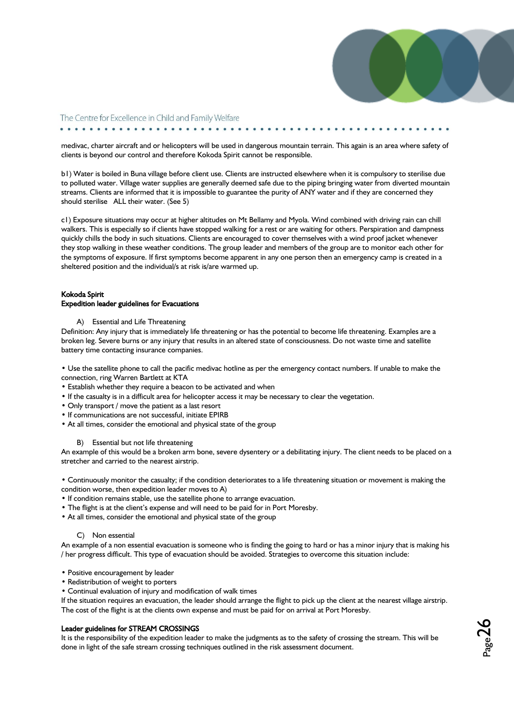medivac, charter aircraft and or helicopters will be used in dangerous mountain terrain. This again is an area where safety of clients is beyond our control and therefore Kokoda Spirit cannot be responsible.

b1) Water is boiled in Buna village before client use. Clients are instructed elsewhere when it is compulsory to sterilise due to polluted water. Village water supplies are generally deemed safe due to the piping bringing water from diverted mountain streams. Clients are informed that it is impossible to guarantee the purity of ANY water and if they are concerned they should sterilise ALL their water. (See 5)

c1) Exposure situations may occur at higher altitudes on Mt Bellamy and Myola. Wind combined with driving rain can chill walkers. This is especially so if clients have stopped walking for a rest or are waiting for others. Perspiration and dampness quickly chills the body in such situations. Clients are encouraged to cover themselves with a wind proof jacket whenever they stop walking in these weather conditions. The group leader and members of the group are to monitor each other for the symptoms of exposure. If first symptoms become apparent in any one person then an emergency camp is created in a sheltered position and the individual/s at risk is/are warmed up.

**Kokoda Spirit**
**Expedition leader guidelines for Evacuations**

A) Essential and Life Threatening

Definition: Any injury that is immediately life threatening or has the potential to become life threatening. Examples are a broken leg. Severe burns or any injury that results in an altered state of consciousness. Do not waste time and satellite battery time contacting insurance companies.

- Use the satellite phone to call the pacific medivac hotline as per the emergency contact numbers. If unable to make the connection, ring Warren Bartlett at KTA
- Establish whether they require a beacon to be activated and when
- If the casualty is in a difficult area for helicopter access it may be necessary to clear the vegetation.
- Only transport / move the patient as a last resort
- If communications are not successful, initiate EPIRB
- At all times, consider the emotional and physical state of the group

B) Essential but not life threatening

An example of this would be a broken arm bone, severe dysentery or a debilitating injury. The client needs to be placed on a stretcher and carried to the nearest airstrip.

- Continuously monitor the casualty; if the condition deteriorates to a life threatening situation or movement is making the condition worse, then expedition leader moves to A)
- If condition remains stable, use the satellite phone to arrange evacuation.
- The flight is at the client's expense and will need to be paid for in Port Moresby.
- At all times, consider the emotional and physical state of the group

C) Non essential

An example of a non essential evacuation is someone who is finding the going to hard or has a minor injury that is making his / her progress difficult. This type of evacuation should be avoided. Strategies to overcome this situation include:

- Positive encouragement by leader
- Redistribution of weight to porters
- Continual evaluation of injury and modification of walk times

If the situation requires an evacuation, the leader should arrange the flight to pick up the client at the nearest village airstrip. The cost of the flight is at the clients own expense and must be paid for on arrival at Port Moresby.

**Leader guidelines for STREAM CROSSINGS**

It is the responsibility of the expedition leader to make the judgments as to the safety of crossing the stream. This will be done in light of the safe stream crossing techniques outlined in the risk assessment document.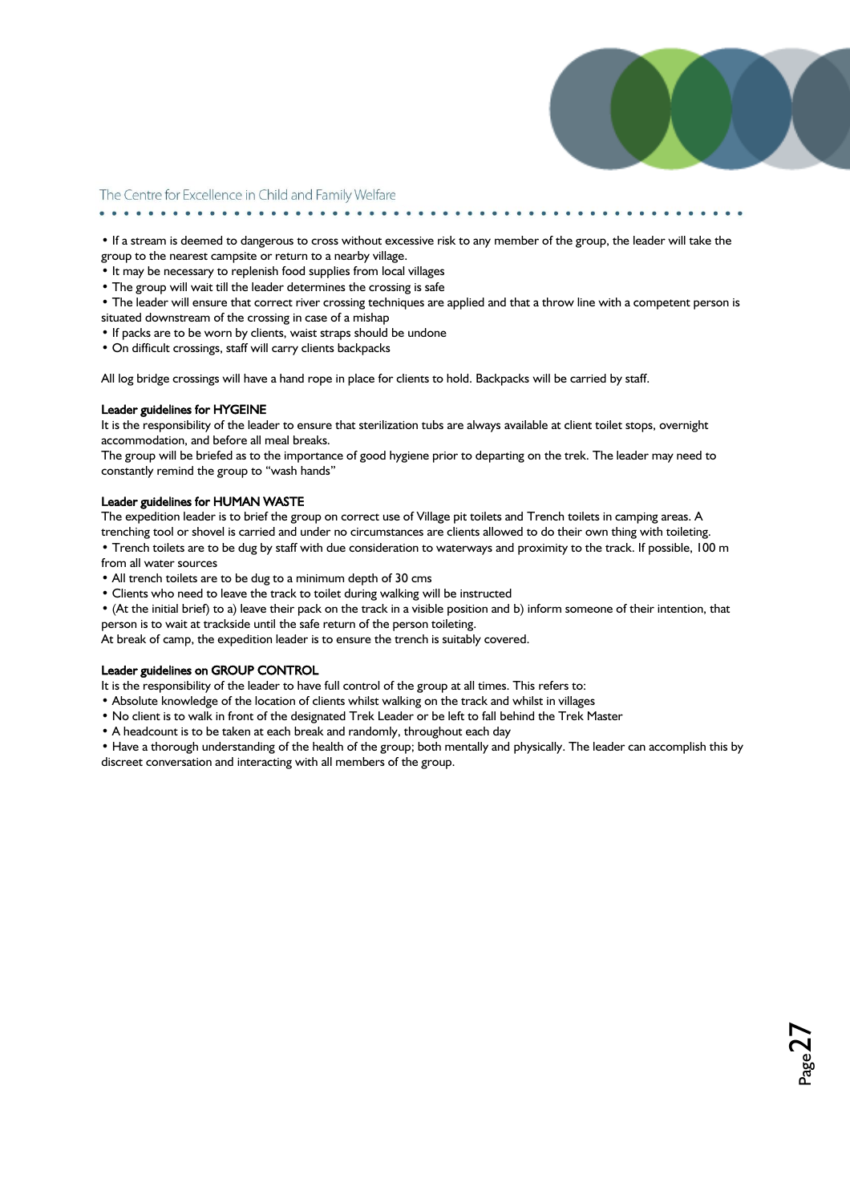- If a stream is deemed to dangerous to cross without excessive risk to any member of the group, the leader will take the group to the nearest campsite or return to a nearby village.
- It may be necessary to replenish food supplies from local villages
- The group will wait till the leader determines the crossing is safe
- The leader will ensure that correct river crossing techniques are applied and that a throw line with a competent person is situated downstream of the crossing in case of a mishap
- If packs are to be worn by clients, waist straps should be undone
- On difficult crossings, staff will carry clients backpacks

All log bridge crossings will have a hand rope in place for clients to hold. Backpacks will be carried by staff.

**Leader guidelines for HYGEINE**

It is the responsibility of the leader to ensure that sterilization tubs are always available at client toilet stops, overnight accommodation, and before all meal breaks.
The group will be briefed as to the importance of good hygiene prior to departing on the trek. The leader may need to constantly remind the group to "wash hands"

**Leader guidelines for HUMAN WASTE**

The expedition leader is to brief the group on correct use of Village pit toilets and Trench toilets in camping areas. A trenching tool or shovel is carried and under no circumstances are clients allowed to do their own thing with toileting.

- Trench toilets are to be dug by staff with due consideration to waterways and proximity to the track. If possible, 100 m from all water sources
- All trench toilets are to be dug to a minimum depth of 30 cms
- Clients who need to leave the track to toilet during walking will be instructed
- (At the initial brief) to a) leave their pack on the track in a visible position and b) inform someone of their intention, that person is to wait at trackside until the safe return of the person toileting.

At break of camp, the expedition leader is to ensure the trench is suitably covered.

**Leader guidelines on GROUP CONTROL**

It is the responsibility of the leader to have full control of the group at all times. This refers to:

- Absolute knowledge of the location of clients whilst walking on the track and whilst in villages
- No client is to walk in front of the designated Trek Leader or be left to fall behind the Trek Master
- A headcount is to be taken at each break and randomly, throughout each day
- Have a thorough understanding of the health of the group; both mentally and physically. The leader can accomplish this by discreet conversation and interacting with all members of the group.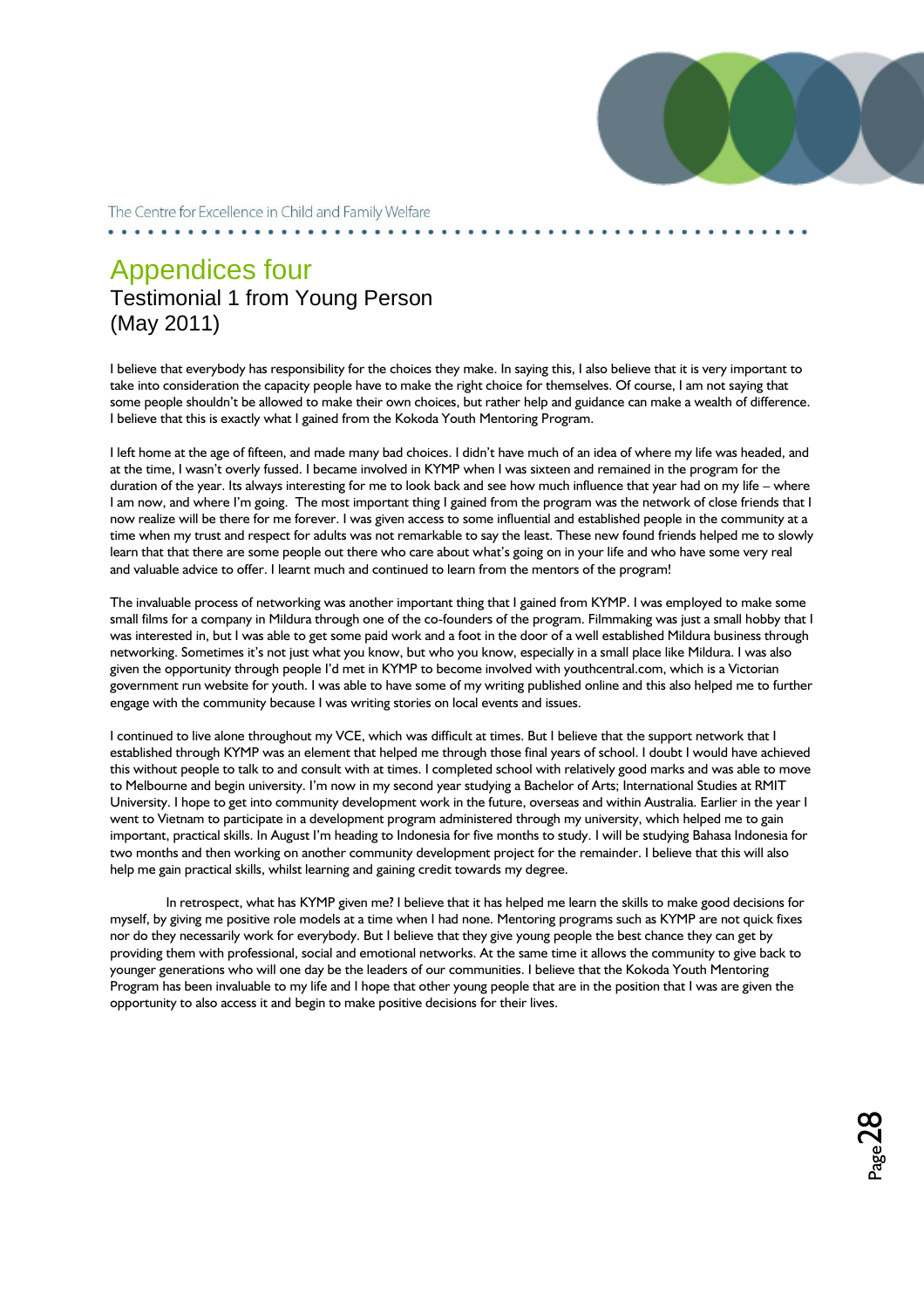# Appendices four

## Testimonial 1 from Young Person (May 2011)

I believe that everybody has responsibility for the choices they make. In saying this, I also believe that it is very important to take into consideration the capacity people have to make the right choice for themselves. Of course, I am not saying that some people shouldn't be allowed to make their own choices, but rather help and guidance can make a wealth of difference. I believe that this is exactly what I gained from the Kokoda Youth Mentoring Program.

I left home at the age of fifteen, and made many bad choices. I didn't have much of an idea of where my life was headed, and at the time, I wasn't overly fussed. I became involved in KYMP when I was sixteen and remained in the program for the duration of the year. Its always interesting for me to look back and see how much influence that year had on my life – where I am now, and where I'm going. The most important thing I gained from the program was the network of close friends that I now realize will be there for me forever. I was given access to some influential and established people in the community at a time when my trust and respect for adults was not remarkable to say the least. These new found friends helped me to slowly learn that that there are some people out there who care about what's going on in your life and who have some very real and valuable advice to offer. I learnt much and continued to learn from the mentors of the program!

The invaluable process of networking was another important thing that I gained from KYMP. I was employed to make some small films for a company in Mildura through one of the co-founders of the program. Filmmaking was just a small hobby that I was interested in, but I was able to get some paid work and a foot in the door of a well established Mildura business through networking. Sometimes it's not just what you know, but who you know, especially in a small place like Mildura. I was also given the opportunity through people I'd met in KYMP to become involved with youthcentral.com, which is a Victorian government run website for youth. I was able to have some of my writing published online and this also helped me to further engage with the community because I was writing stories on local events and issues.

I continued to live alone throughout my VCE, which was difficult at times. But I believe that the support network that I established through KYMP was an element that helped me through those final years of school. I doubt I would have achieved this without people to talk to and consult with at times. I completed school with relatively good marks and was able to move to Melbourne and begin university. I'm now in my second year studying a Bachelor of Arts; International Studies at RMIT University. I hope to get into community development work in the future, overseas and within Australia. Earlier in the year I went to Vietnam to participate in a development program administered through my university, which helped me to gain important, practical skills. In August I'm heading to Indonesia for five months to study. I will be studying Bahasa Indonesia for two months and then working on another community development project for the remainder. I believe that this will also help me gain practical skills, whilst learning and gaining credit towards my degree.

In retrospect, what has KYMP given me? I believe that it has helped me learn the skills to make good decisions for myself, by giving me positive role models at a time when I had none. Mentoring programs such as KYMP are not quick fixes nor do they necessarily work for everybody. But I believe that they give young people the best chance they can get by providing them with professional, social and emotional networks. At the same time it allows the community to give back to younger generations who will one day be the leaders of our communities. I believe that the Kokoda Youth Mentoring Program has been invaluable to my life and I hope that other young people that are in the position that I was are given the opportunity to also access it and begin to make positive decisions for their lives.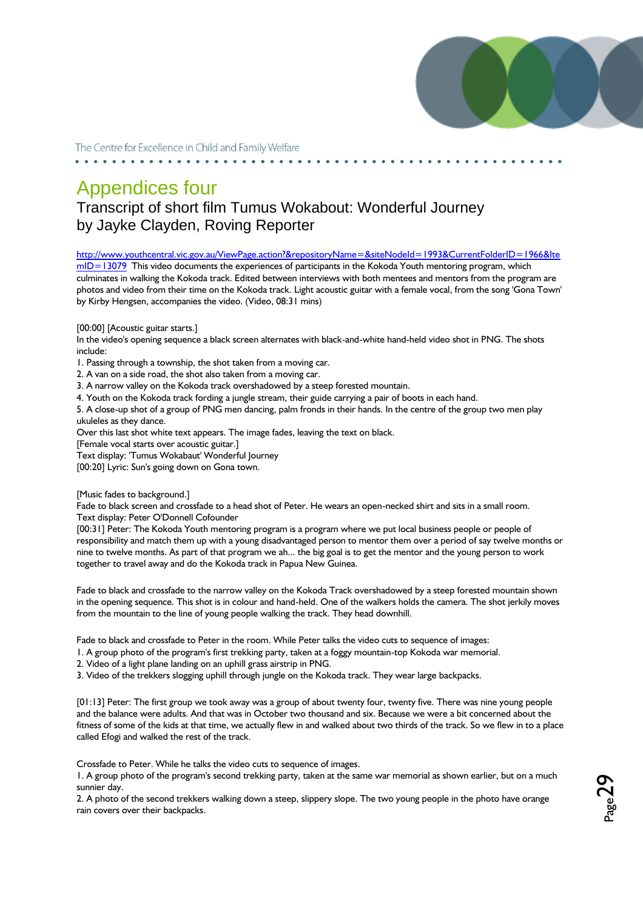# Appendices four

## Transcript of short film Tumus Wokabout: Wonderful Journey by Jayke Clayden, Roving Reporter

http://www.youthcentral.vic.gov.au/ViewPage.action?&repositoryName=&siteNodeId=1993&CurrentFolderID=1966&ItemID=13079 This video documents the experiences of participants in the Kokoda Youth mentoring program, which culminates in walking the Kokoda track. Edited between interviews with both mentees and mentors from the program are photos and video from their time on the Kokoda track. Light acoustic guitar with a female vocal, from the song 'Gona Town' by Kirby Hengsen, accompanies the video. (Video, 08:31 mins)

[00:00] [Acoustic guitar starts.]
In the video's opening sequence a black screen alternates with black-and-white hand-held video shot in PNG. The shots include:

1. Passing through a township, the shot taken from a moving car.
2. A van on a side road, the shot also taken from a moving car.
3. A narrow valley on the Kokoda track overshadowed by a steep forested mountain.
4. Youth on the Kokoda track fording a jungle stream, their guide carrying a pair of boots in each hand.
5. A close-up shot of a group of PNG men dancing, palm fronds in their hands. In the centre of the group two men play ukuleles as they dance.

Over this last shot white text appears. The image fades, leaving the text on black.
[Female vocal starts over acoustic guitar.]
Text display: 'Tumus Wokabaut' Wonderful Journey
[00:20] Lyric: Sun's going down on Gona town.

[Music fades to background.]
Fade to black screen and crossfade to a head shot of Peter. He wears an open-necked shirt and sits in a small room.
Text display: Peter O'Donnell Cofounder
[00:31] Peter: The Kokoda Youth mentoring program is a program where we put local business people or people of responsibility and match them up with a young disadvantaged person to mentor them over a period of say twelve months or nine to twelve months. As part of that program we ah... the big goal is to get the mentor and the young person to work together to travel away and do the Kokoda track in Papua New Guinea.

Fade to black and crossfade to the narrow valley on the Kokoda Track overshadowed by a steep forested mountain shown in the opening sequence. This shot is in colour and hand-held. One of the walkers holds the camera. The shot jerkily moves from the mountain to the line of young people walking the track. They head downhill.

Fade to black and crossfade to Peter in the room. While Peter talks the video cuts to sequence of images:

1. A group photo of the program's first trekking party, taken at a foggy mountain-top Kokoda war memorial.
2. Video of a light plane landing on an uphill grass airstrip in PNG.
3. Video of the trekkers slogging uphill through jungle on the Kokoda track. They wear large backpacks.

[01:13] Peter: The first group we took away was a group of about twenty four, twenty five. There was nine young people and the balance were adults. And that was in October two thousand and six. Because we were a bit concerned about the fitness of some of the kids at that time, we actually flew in and walked about two thirds of the track. So we flew in to a place called Efogi and walked the rest of the track.

Crossfade to Peter. While he talks the video cuts to sequence of images.

1. A group photo of the program's second trekking party, taken at the same war memorial as shown earlier, but on a much sunnier day.
2. A photo of the second trekkers walking down a steep, slippery slope. The two young people in the photo have orange rain covers over their backpacks.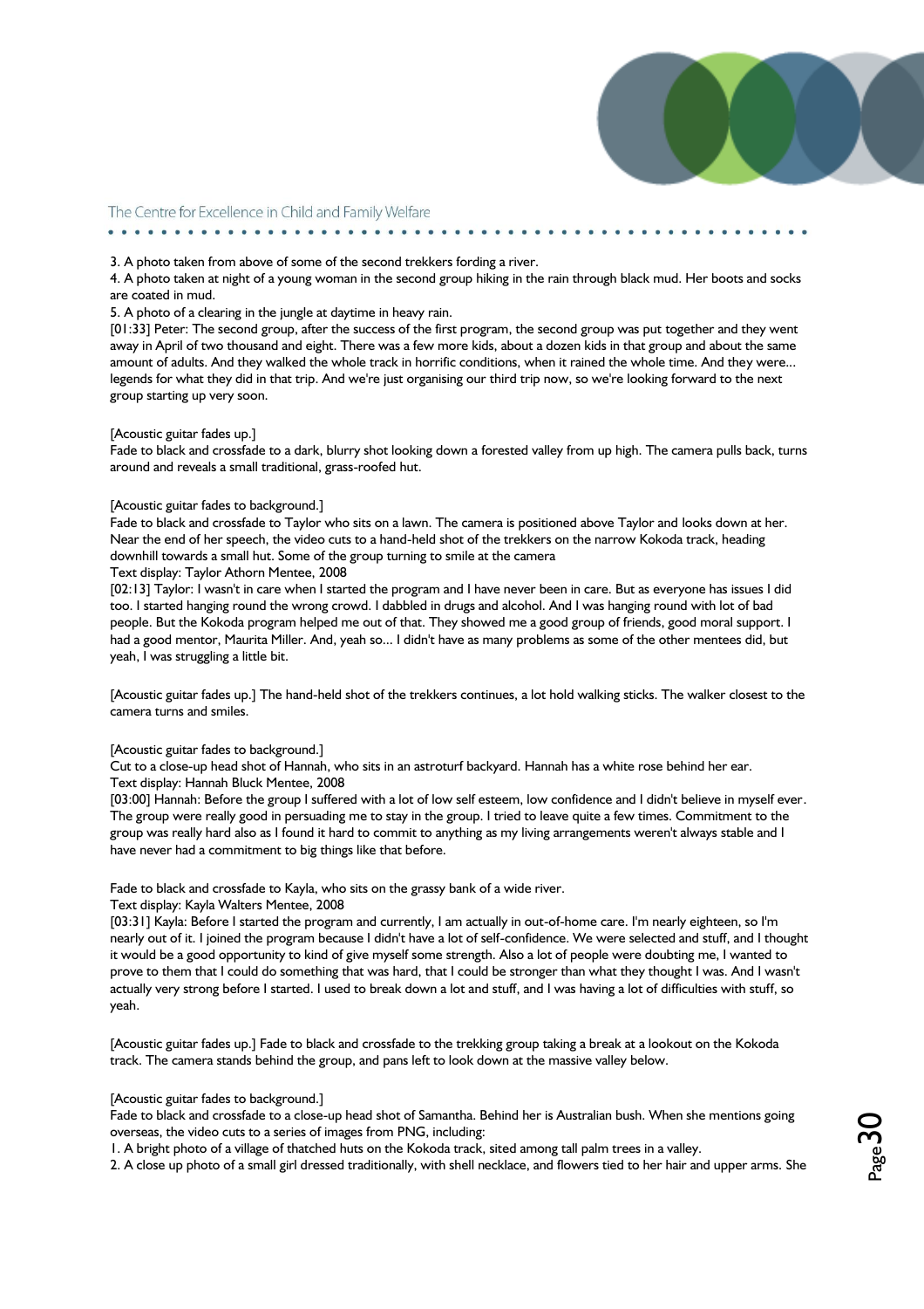3. A photo taken from above of some of the second trekkers fording a river.
4. A photo taken at night of a young woman in the second group hiking in the rain through black mud. Her boots and socks are coated in mud.
5. A photo of a clearing in the jungle at daytime in heavy rain.
[01:33] Peter: The second group, after the success of the first program, the second group was put together and they went away in April of two thousand and eight. There was a few more kids, about a dozen kids in that group and about the same amount of adults. And they walked the whole track in horrific conditions, when it rained the whole time. And they were... legends for what they did in that trip. And we're just organising our third trip now, so we're looking forward to the next group starting up very soon.

[Acoustic guitar fades up.]
Fade to black and crossfade to a dark, blurry shot looking down a forested valley from up high. The camera pulls back, turns around and reveals a small traditional, grass-roofed hut.

[Acoustic guitar fades to background.]
Fade to black and crossfade to Taylor who sits on a lawn. The camera is positioned above Taylor and looks down at her. Near the end of her speech, the video cuts to a hand-held shot of the trekkers on the narrow Kokoda track, heading downhill towards a small hut. Some of the group turning to smile at the camera
Text display: Taylor Athorn Mentee, 2008
[02:13] Taylor: I wasn't in care when I started the program and I have never been in care. But as everyone has issues I did too. I started hanging round the wrong crowd. I dabbled in drugs and alcohol. And I was hanging round with lot of bad people. But the Kokoda program helped me out of that. They showed me a good group of friends, good moral support. I had a good mentor, Maurita Miller. And, yeah so... I didn't have as many problems as some of the other mentees did, but yeah, I was struggling a little bit.

[Acoustic guitar fades up.] The hand-held shot of the trekkers continues, a lot hold walking sticks. The walker closest to the camera turns and smiles.

[Acoustic guitar fades to background.]
Cut to a close-up head shot of Hannah, who sits in an astroturf backyard. Hannah has a white rose behind her ear.
Text display: Hannah Bluck Mentee, 2008
[03:00] Hannah: Before the group I suffered with a lot of low self esteem, low confidence and I didn't believe in myself ever. The group were really good in persuading me to stay in the group. I tried to leave quite a few times. Commitment to the group was really hard also as I found it hard to commit to anything as my living arrangements weren't always stable and I have never had a commitment to big things like that before.

Fade to black and crossfade to Kayla, who sits on the grassy bank of a wide river.
Text display: Kayla Walters Mentee, 2008
[03:31] Kayla: Before I started the program and currently, I am actually in out-of-home care. I'm nearly eighteen, so I'm nearly out of it. I joined the program because I didn't have a lot of self-confidence. We were selected and stuff, and I thought it would be a good opportunity to kind of give myself some strength. Also a lot of people were doubting me, I wanted to prove to them that I could do something that was hard, that I could be stronger than what they thought I was. And I wasn't actually very strong before I started. I used to break down a lot and stuff, and I was having a lot of difficulties with stuff, so yeah.

[Acoustic guitar fades up.] Fade to black and crossfade to the trekking group taking a break at a lookout on the Kokoda track. The camera stands behind the group, and pans left to look down at the massive valley below.

[Acoustic guitar fades to background.]
Fade to black and crossfade to a close-up head shot of Samantha. Behind her is Australian bush. When she mentions going overseas, the video cuts to a series of images from PNG, including:
1. A bright photo of a village of thatched huts on the Kokoda track, sited among tall palm trees in a valley.
2. A close up photo of a small girl dressed traditionally, with shell necklace, and flowers tied to her hair and upper arms. She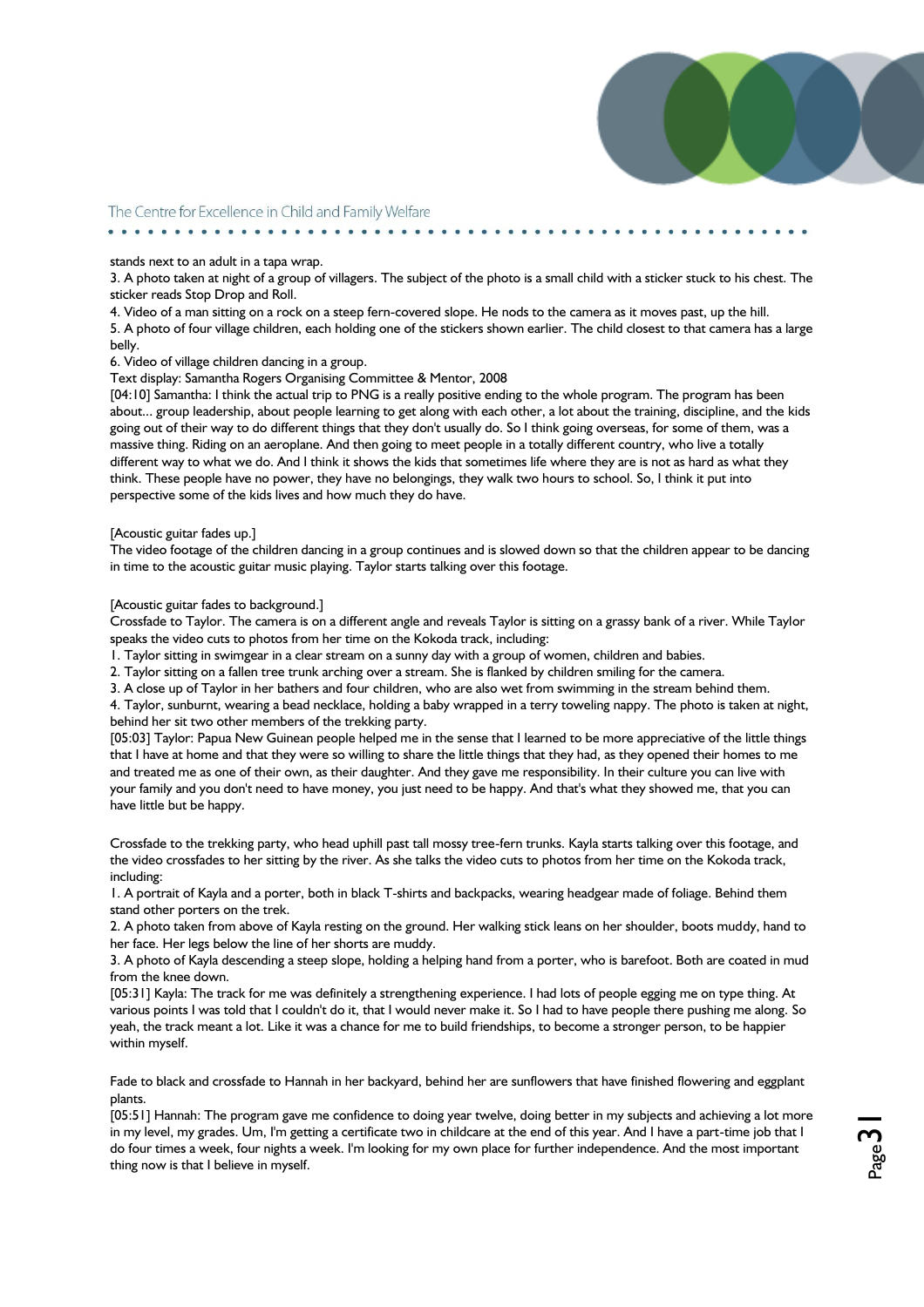stands next to an adult in a tapa wrap.

3. A photo taken at night of a group of villagers. The subject of the photo is a small child with a sticker stuck to his chest. The sticker reads Stop Drop and Roll.

4. Video of a man sitting on a rock on a steep fern-covered slope. He nods to the camera as it moves past, up the hill.

5. A photo of four village children, each holding one of the stickers shown earlier. The child closest to that camera has a large belly.

6. Video of village children dancing in a group.

Text display: Samantha Rogers Organising Committee & Mentor, 2008

[04:10] Samantha: I think the actual trip to PNG is a really positive ending to the whole program. The program has been about... group leadership, about people learning to get along with each other, a lot about the training, discipline, and the kids going out of their way to do different things that they don't usually do. So I think going overseas, for some of them, was a massive thing. Riding on an aeroplane. And then going to meet people in a totally different country, who live a totally different way to what we do. And I think it shows the kids that sometimes life where they are is not as hard as what they think. These people have no power, they have no belongings, they walk two hours to school. So, I think it put into perspective some of the kids lives and how much they do have.

[Acoustic guitar fades up.]

The video footage of the children dancing in a group continues and is slowed down so that the children appear to be dancing in time to the acoustic guitar music playing. Taylor starts talking over this footage.

[Acoustic guitar fades to background.]

Crossfade to Taylor. The camera is on a different angle and reveals Taylor is sitting on a grassy bank of a river. While Taylor speaks the video cuts to photos from her time on the Kokoda track, including:

1. Taylor sitting in swimgear in a clear stream on a sunny day with a group of women, children and babies.
2. Taylor sitting on a fallen tree trunk arching over a stream. She is flanked by children smiling for the camera.
3. A close up of Taylor in her bathers and four children, who are also wet from swimming in the stream behind them.
4. Taylor, sunburnt, wearing a bead necklace, holding a baby wrapped in a terry toweling nappy. The photo is taken at night, behind her sit two other members of the trekking party.

[05:03] Taylor: Papua New Guinean people helped me in the sense that I learned to be more appreciative of the little things that I have at home and that they were so willing to share the little things that they had, as they opened their homes to me and treated me as one of their own, as their daughter. And they gave me responsibility. In their culture you can live with your family and you don't need to have money, you just need to be happy. And that's what they showed me, that you can have little but be happy.

Crossfade to the trekking party, who head uphill past tall mossy tree-fern trunks. Kayla starts talking over this footage, and the video crossfades to her sitting by the river. As she talks the video cuts to photos from her time on the Kokoda track, including:

1. A portrait of Kayla and a porter, both in black T-shirts and backpacks, wearing headgear made of foliage. Behind them stand other porters on the trek.
2. A photo taken from above of Kayla resting on the ground. Her walking stick leans on her shoulder, boots muddy, hand to her face. Her legs below the line of her shorts are muddy.
3. A photo of Kayla descending a steep slope, holding a helping hand from a porter, who is barefoot. Both are coated in mud from the knee down.

[05:31] Kayla: The track for me was definitely a strengthening experience. I had lots of people egging me on type thing. At various points I was told that I couldn't do it, that I would never make it. So I had to have people there pushing me along. So yeah, the track meant a lot. Like it was a chance for me to build friendships, to become a stronger person, to be happier within myself.

Fade to black and crossfade to Hannah in her backyard, behind her are sunflowers that have finished flowering and eggplant plants.

[05:51] Hannah: The program gave me confidence to doing year twelve, doing better in my subjects and achieving a lot more in my level, my grades. Um, I'm getting a certificate two in childcare at the end of this year. And I have a part-time job that I do four times a week, four nights a week. I'm looking for my own place for further independence. And the most important thing now is that I believe in myself.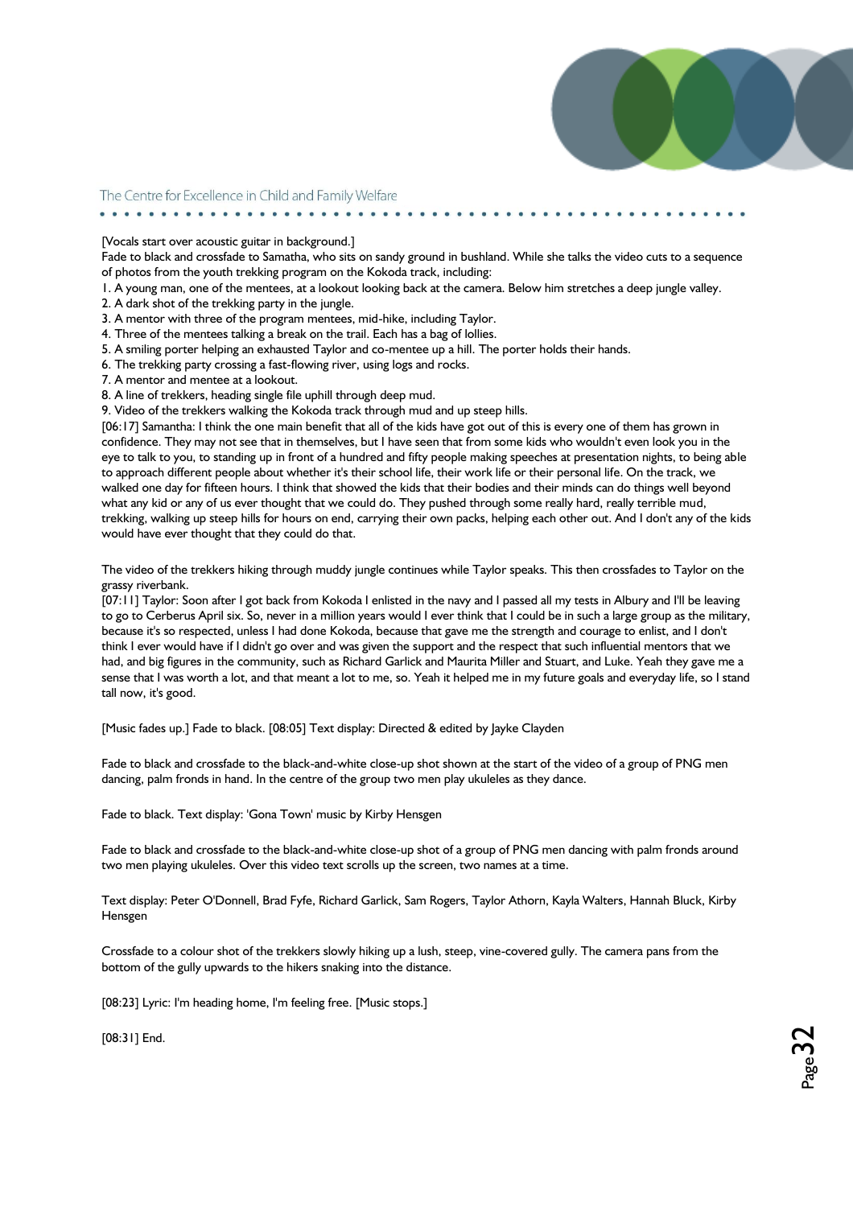[Vocals start over acoustic guitar in background.]
Fade to black and crossfade to Samatha, who sits on sandy ground in bushland. While she talks the video cuts to a sequence of photos from the youth trekking program on the Kokoda track, including:

1. A young man, one of the mentees, at a lookout looking back at the camera. Below him stretches a deep jungle valley.
2. A dark shot of the trekking party in the jungle.
3. A mentor with three of the program mentees, mid-hike, including Taylor.
4. Three of the mentees talking a break on the trail. Each has a bag of lollies.
5. A smiling porter helping an exhausted Taylor and co-mentee up a hill. The porter holds their hands.
6. The trekking party crossing a fast-flowing river, using logs and rocks.
7. A mentor and mentee at a lookout.
8. A line of trekkers, heading single file uphill through deep mud.
9. Video of the trekkers walking the Kokoda track through mud and up steep hills.

[06:17] Samantha: I think the one main benefit that all of the kids have got out of this is every one of them has grown in confidence. They may not see that in themselves, but I have seen that from some kids who wouldn't even look you in the eye to talk to you, to standing up in front of a hundred and fifty people making speeches at presentation nights, to being able to approach different people about whether it's their school life, their work life or their personal life. On the track, we walked one day for fifteen hours. I think that showed the kids that their bodies and their minds can do things well beyond what any kid or any of us ever thought that we could do. They pushed through some really hard, really terrible mud, trekking, walking up steep hills for hours on end, carrying their own packs, helping each other out. And I don't any of the kids would have ever thought that they could do that.

The video of the trekkers hiking through muddy jungle continues while Taylor speaks. This then crossfades to Taylor on the grassy riverbank.
[07:11] Taylor: Soon after I got back from Kokoda I enlisted in the navy and I passed all my tests in Albury and I'll be leaving to go to Cerberus April six. So, never in a million years would I ever think that I could be in such a large group as the military, because it's so respected, unless I had done Kokoda, because that gave me the strength and courage to enlist, and I don't think I ever would have if I didn't go over and was given the support and the respect that such influential mentors that we had, and big figures in the community, such as Richard Garlick and Maurita Miller and Stuart, and Luke. Yeah they gave me a sense that I was worth a lot, and that meant a lot to me, so. Yeah it helped me in my future goals and everyday life, so I stand tall now, it's good.

[Music fades up.] Fade to black. [08:05] Text display: Directed & edited by Jayke Clayden

Fade to black and crossfade to the black-and-white close-up shot shown at the start of the video of a group of PNG men dancing, palm fronds in hand. In the centre of the group two men play ukuleles as they dance.

Fade to black. Text display: 'Gona Town' music by Kirby Hensgen

Fade to black and crossfade to the black-and-white close-up shot of a group of PNG men dancing with palm fronds around two men playing ukuleles. Over this video text scrolls up the screen, two names at a time.

Text display: Peter O'Donnell, Brad Fyfe, Richard Garlick, Sam Rogers, Taylor Athorn, Kayla Walters, Hannah Bluck, Kirby Hensgen

Crossfade to a colour shot of the trekkers slowly hiking up a lush, steep, vine-covered gully. The camera pans from the bottom of the gully upwards to the hikers snaking into the distance.

[08:23] Lyric: I'm heading home, I'm feeling free. [Music stops.]

[08:31] End.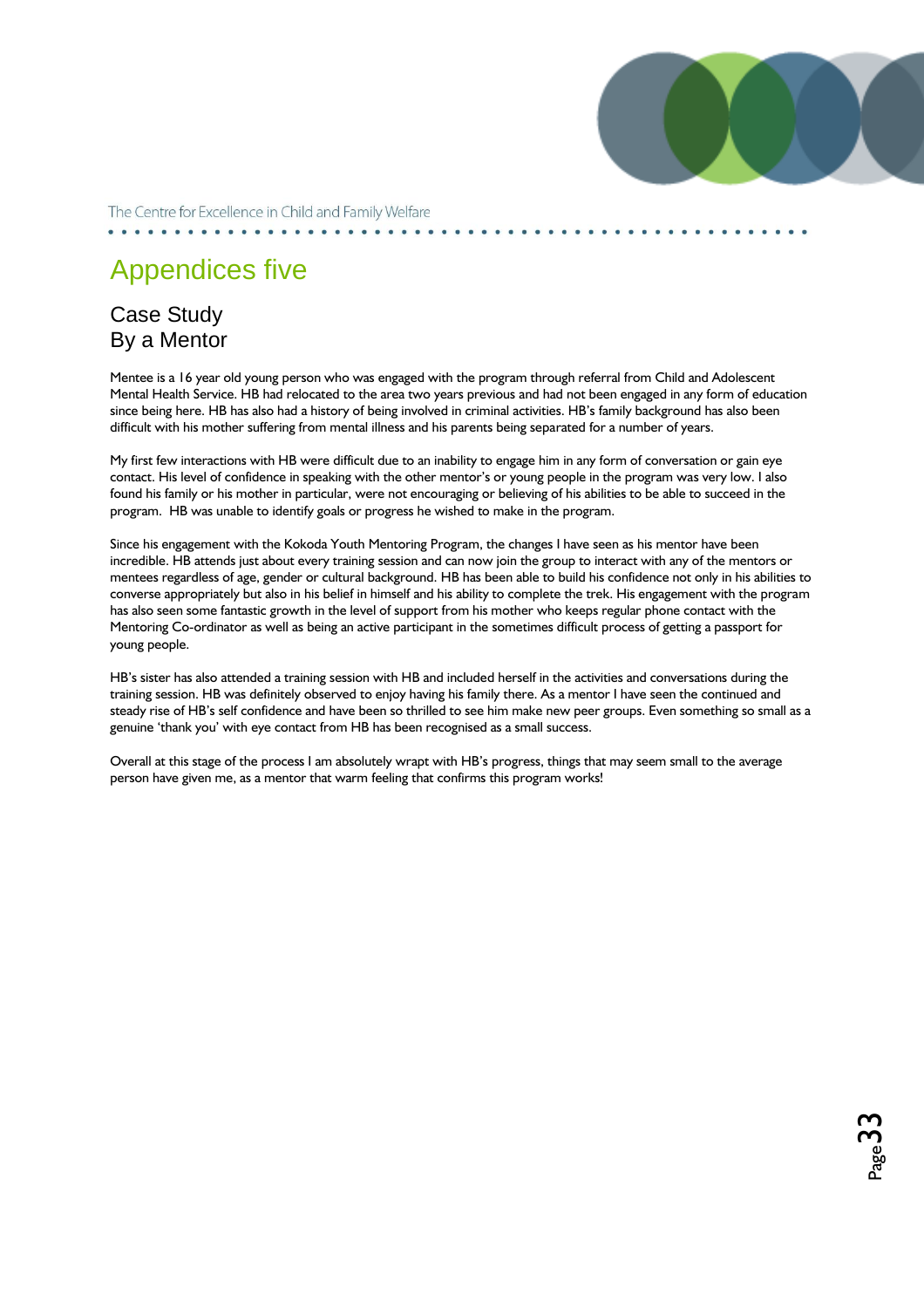# Appendices five

## Case Study
## By a Mentor

Mentee is a 16 year old young person who was engaged with the program through referral from Child and Adolescent Mental Health Service. HB had relocated to the area two years previous and had not been engaged in any form of education since being here. HB has also had a history of being involved in criminal activities. HB's family background has also been difficult with his mother suffering from mental illness and his parents being separated for a number of years.

My first few interactions with HB were difficult due to an inability to engage him in any form of conversation or gain eye contact. His level of confidence in speaking with the other mentor's or young people in the program was very low. I also found his family or his mother in particular, were not encouraging or believing of his abilities to be able to succeed in the program. HB was unable to identify goals or progress he wished to make in the program.

Since his engagement with the Kokoda Youth Mentoring Program, the changes I have seen as his mentor have been incredible. HB attends just about every training session and can now join the group to interact with any of the mentors or mentees regardless of age, gender or cultural background. HB has been able to build his confidence not only in his abilities to converse appropriately but also in his belief in himself and his ability to complete the trek. His engagement with the program has also seen some fantastic growth in the level of support from his mother who keeps regular phone contact with the Mentoring Co-ordinator as well as being an active participant in the sometimes difficult process of getting a passport for young people.

HB's sister has also attended a training session with HB and included herself in the activities and conversations during the training session. HB was definitely observed to enjoy having his family there. As a mentor I have seen the continued and steady rise of HB's self confidence and have been so thrilled to see him make new peer groups. Even something so small as a genuine 'thank you' with eye contact from HB has been recognised as a small success.

Overall at this stage of the process I am absolutely wrapt with HB's progress, things that may seem small to the average person have given me, as a mentor that warm feeling that confirms this program works!